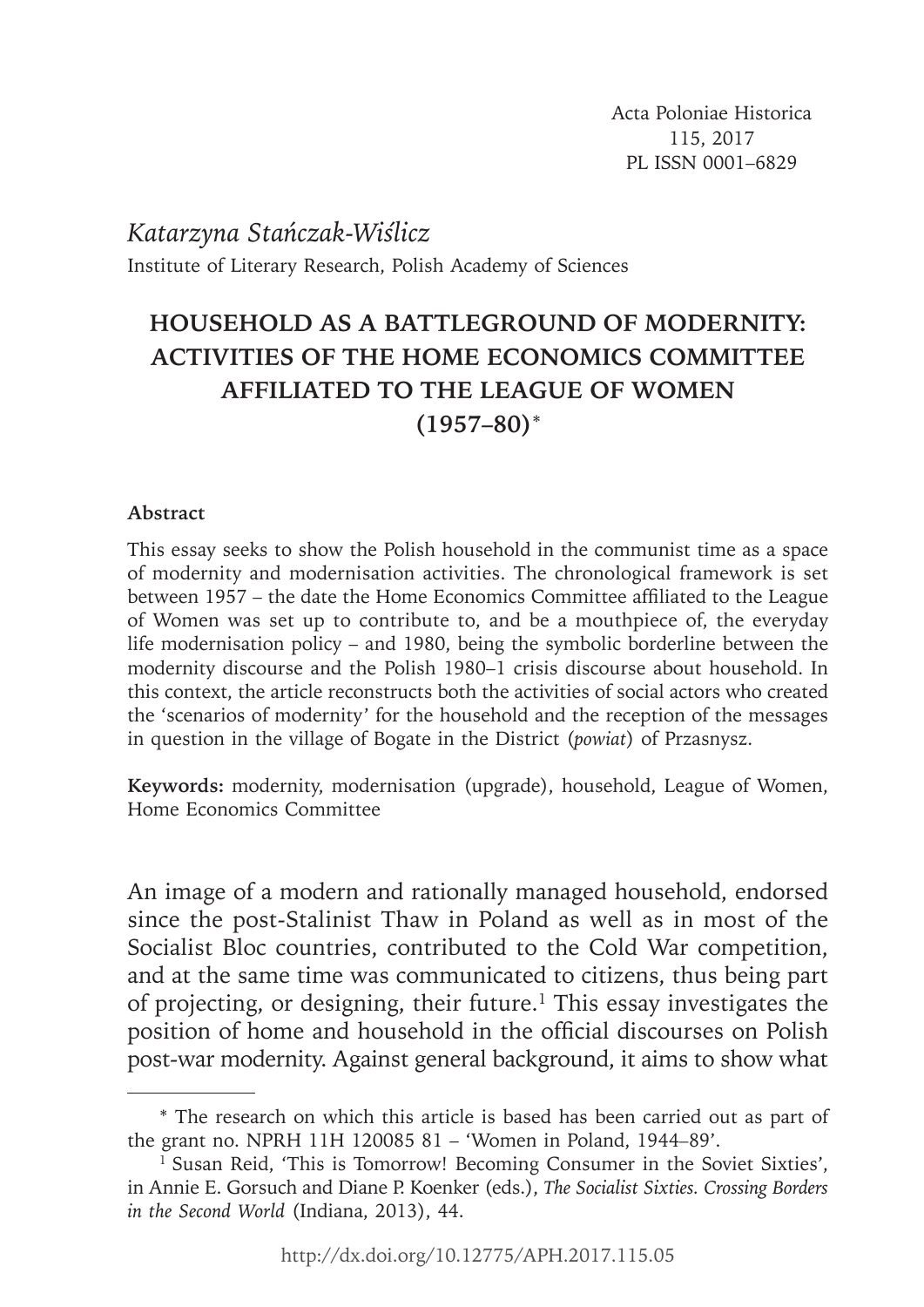Katarzyna Stańczak-Wiślicz
Institute of Literary Research, Polish Academy of Sciences

# HOUSEHOLD AS A BATTLEGROUND OF MODERNITY: ACTIVITIES OF THE HOME ECONOMICS COMMITTEE AFFILIATED TO THE LEAGUE OF WOMEN (1957–80)*

**Abstract**

This essay seeks to show the Polish household in the communist time as a space of modernity and modernisation activities. The chronological framework is set between 1957 – the date the Home Economics Committee affiliated to the League of Women was set up to contribute to, and be a mouthpiece of, the everyday life modernisation policy – and 1980, being the symbolic borderline between the modernity discourse and the Polish 1980–1 crisis discourse about household. In this context, the article reconstructs both the activities of social actors who created the 'scenarios of modernity' for the household and the reception of the messages in question in the village of Bogate in the District (*powiat*) of Przasnysz.

**Keywords:** modernity, modernisation (upgrade), household, League of Women, Home Economics Committee

An image of a modern and rationally managed household, endorsed since the post-Stalinist Thaw in Poland as well as in most of the Socialist Bloc countries, contributed to the Cold War competition, and at the same time was communicated to citizens, thus being part of projecting, or designing, their future.[1] This essay investigates the position of home and household in the official discourses on Polish post-war modernity. Against general background, it aims to show what

---

* The research on which this article is based has been carried out as part of the grant no. NPRH 11H 120085 81 – 'Women in Poland, 1944–89'.

[1] Susan Reid, 'This is Tomorrow! Becoming Consumer in the Soviet Sixties', in Annie E. Gorsuch and Diane P. Koenker (eds.), *The Socialist Sixties. Crossing Borders in the Second World* (Indiana, 2013), 44.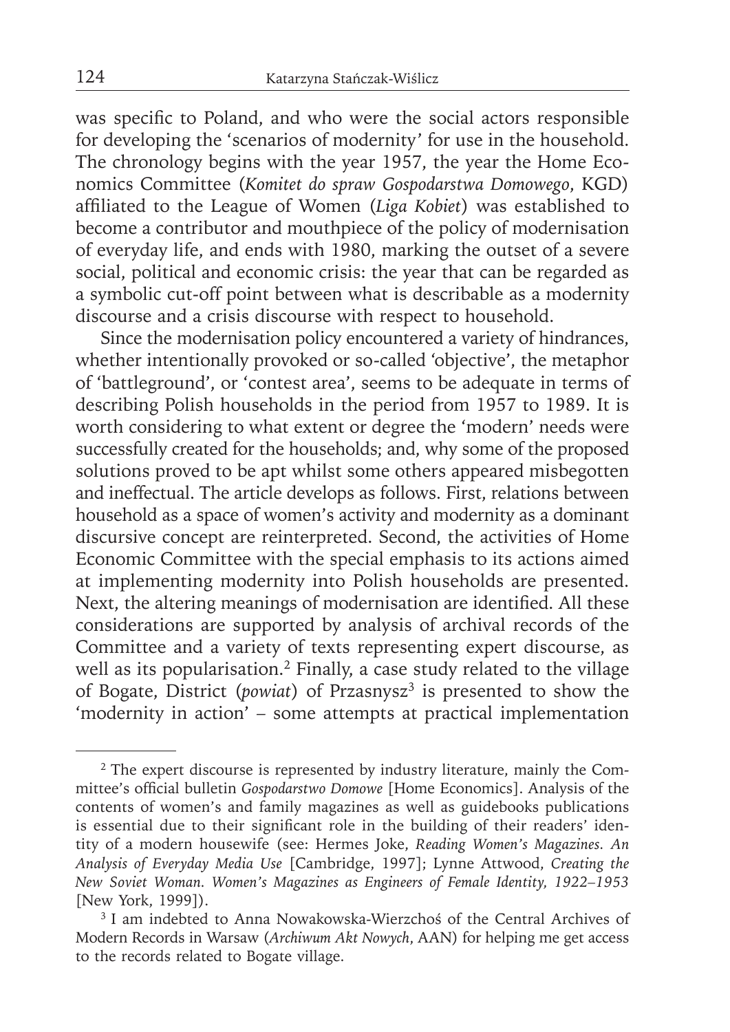was specific to Poland, and who were the social actors responsible for developing the 'scenarios of modernity' for use in the household. The chronology begins with the year 1957, the year the Home Economics Committee (*Komitet do spraw Gospodarstwa Domowego*, KGD) affiliated to the League of Women (*Liga Kobiet*) was established to become a contributor and mouthpiece of the policy of modernisation of everyday life, and ends with 1980, marking the outset of a severe social, political and economic crisis: the year that can be regarded as a symbolic cut-off point between what is describable as a modernity discourse and a crisis discourse with respect to household.

Since the modernisation policy encountered a variety of hindrances, whether intentionally provoked or so-called 'objective', the metaphor of 'battleground', or 'contest area', seems to be adequate in terms of describing Polish households in the period from 1957 to 1989. It is worth considering to what extent or degree the 'modern' needs were successfully created for the households; and, why some of the proposed solutions proved to be apt whilst some others appeared misbegotten and ineffectual. The article develops as follows. First, relations between household as a space of women's activity and modernity as a dominant discursive concept are reinterpreted. Second, the activities of Home Economic Committee with the special emphasis to its actions aimed at implementing modernity into Polish households are presented. Next, the altering meanings of modernisation are identified. All these considerations are supported by analysis of archival records of the Committee and a variety of texts representing expert discourse, as well as its popularisation.[2] Finally, a case study related to the village of Bogate, District (*powiat*) of Przasnysz[3] is presented to show the 'modernity in action' – some attempts at practical implementation

---

[2] The expert discourse is represented by industry literature, mainly the Committee's official bulletin *Gospodarstwo Domowe* [Home Economics]. Analysis of the contents of women's and family magazines as well as guidebooks publications is essential due to their significant role in the building of their readers' identity of a modern housewife (see: Hermes Joke, *Reading Women's Magazines. An Analysis of Everyday Media Use* [Cambridge, 1997]; Lynne Attwood, *Creating the New Soviet Woman. Women's Magazines as Engineers of Female Identity, 1922–1953* [New York, 1999]).

[3] I am indebted to Anna Nowakowska-Wierzchoś of the Central Archives of Modern Records in Warsaw (*Archiwum Akt Nowych*, AAN) for helping me get access to the records related to Bogate village.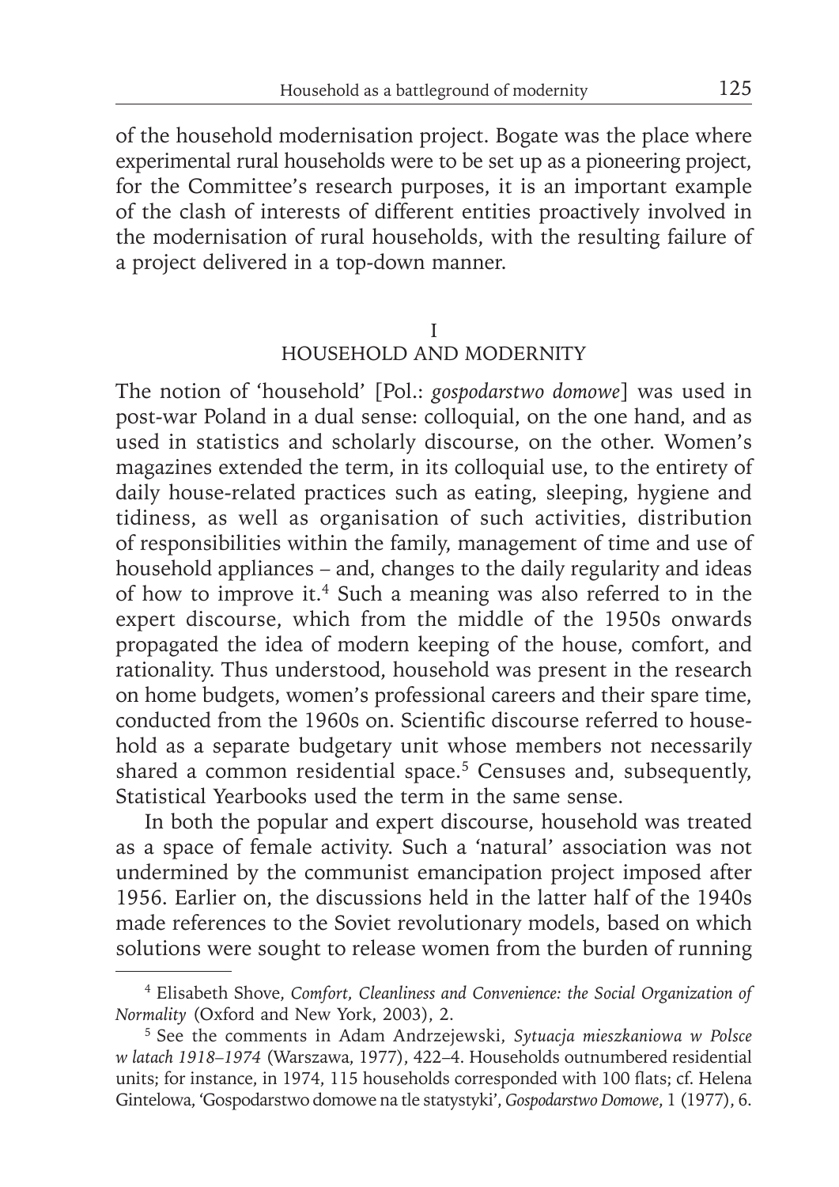of the household modernisation project. Bogate was the place where experimental rural households were to be set up as a pioneering project, for the Committee's research purposes, it is an important example of the clash of interests of different entities proactively involved in the modernisation of rural households, with the resulting failure of a project delivered in a top-down manner.

## I
## HOUSEHOLD AND MODERNITY

The notion of 'household' [Pol.: *gospodarstwo domowe*] was used in post-war Poland in a dual sense: colloquial, on the one hand, and as used in statistics and scholarly discourse, on the other. Women's magazines extended the term, in its colloquial use, to the entirety of daily house-related practices such as eating, sleeping, hygiene and tidiness, as well as organisation of such activities, distribution of responsibilities within the family, management of time and use of household appliances – and, changes to the daily regularity and ideas of how to improve it.[4] Such a meaning was also referred to in the expert discourse, which from the middle of the 1950s onwards propagated the idea of modern keeping of the house, comfort, and rationality. Thus understood, household was present in the research on home budgets, women's professional careers and their spare time, conducted from the 1960s on. Scientific discourse referred to household as a separate budgetary unit whose members not necessarily shared a common residential space.[5] Censuses and, subsequently, Statistical Yearbooks used the term in the same sense.

In both the popular and expert discourse, household was treated as a space of female activity. Such a 'natural' association was not undermined by the communist emancipation project imposed after 1956. Earlier on, the discussions held in the latter half of the 1940s made references to the Soviet revolutionary models, based on which solutions were sought to release women from the burden of running

---

[4] Elisabeth Shove, *Comfort, Cleanliness and Convenience: the Social Organization of Normality* (Oxford and New York, 2003), 2.

[5] See the comments in Adam Andrzejewski, *Sytuacja mieszkaniowa w Polsce w latach 1918–1974* (Warszawa, 1977), 422–4. Households outnumbered residential units; for instance, in 1974, 115 households corresponded with 100 flats; cf. Helena Gintelowa, 'Gospodarstwo domowe na tle statystyki', *Gospodarstwo Domowe*, 1 (1977), 6.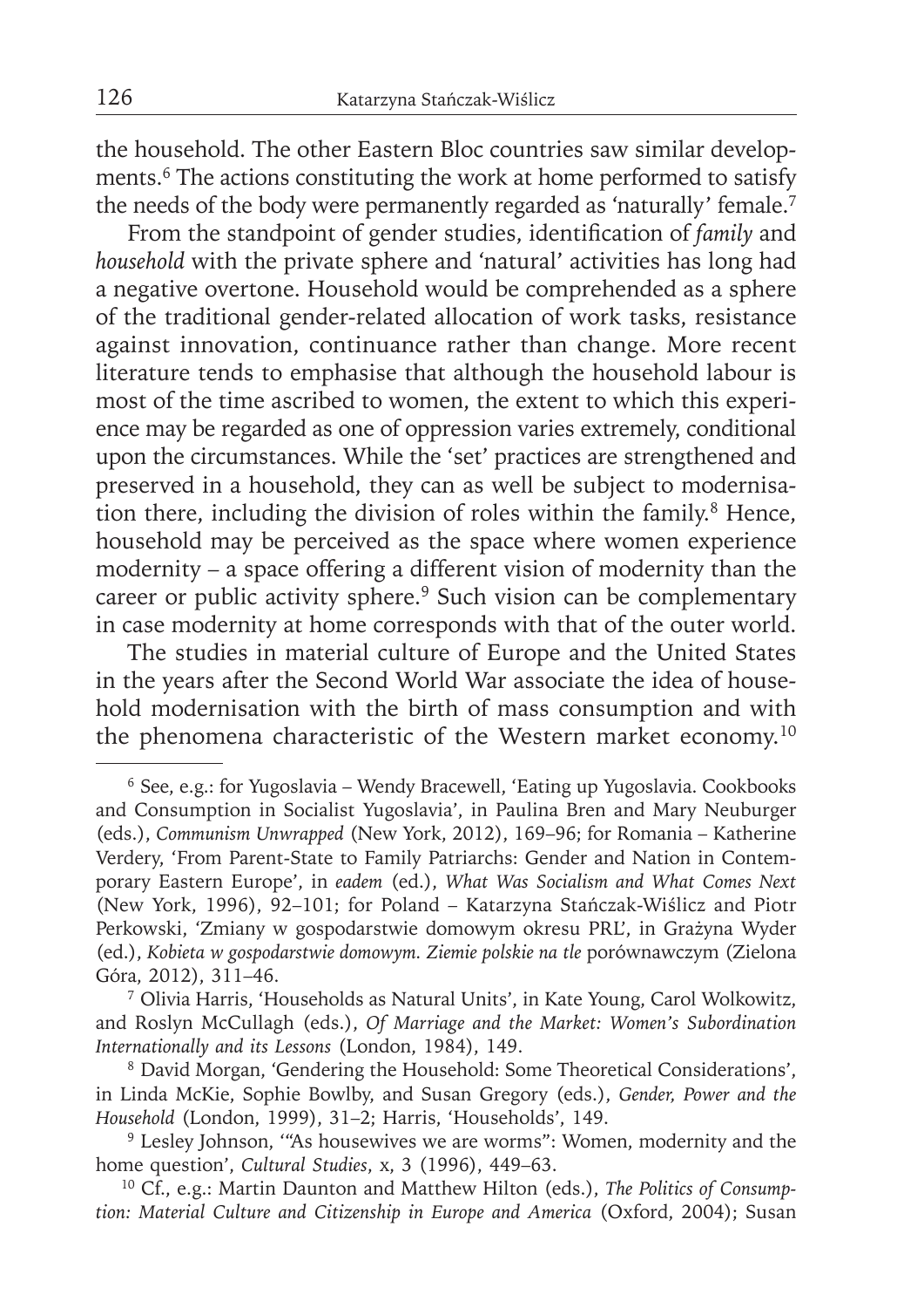the household. The other Eastern Bloc countries saw similar developments.[6] The actions constituting the work at home performed to satisfy the needs of the body were permanently regarded as 'naturally' female.[7]

From the standpoint of gender studies, identification of *family* and *household* with the private sphere and 'natural' activities has long had a negative overtone. Household would be comprehended as a sphere of the traditional gender-related allocation of work tasks, resistance against innovation, continuance rather than change. More recent literature tends to emphasise that although the household labour is most of the time ascribed to women, the extent to which this experience may be regarded as one of oppression varies extremely, conditional upon the circumstances. While the 'set' practices are strengthened and preserved in a household, they can as well be subject to modernisation there, including the division of roles within the family.[8] Hence, household may be perceived as the space where women experience modernity – a space offering a different vision of modernity than the career or public activity sphere.[9] Such vision can be complementary in case modernity at home corresponds with that of the outer world.

The studies in material culture of Europe and the United States in the years after the Second World War associate the idea of household modernisation with the birth of mass consumption and with the phenomena characteristic of the Western market economy.[10]

---

[6] See, e.g.: for Yugoslavia – Wendy Bracewell, 'Eating up Yugoslavia. Cookbooks and Consumption in Socialist Yugoslavia', in Paulina Bren and Mary Neuburger (eds.), *Communism Unwrapped* (New York, 2012), 169–96; for Romania – Katherine Verdery, 'From Parent-State to Family Patriarchs: Gender and Nation in Contemporary Eastern Europe', in *eadem* (ed.), *What Was Socialism and What Comes Next* (New York, 1996), 92–101; for Poland – Katarzyna Stańczak-Wiślicz and Piotr Perkowski, 'Zmiany w gospodarstwie domowym okresu PRL', in Grażyna Wyder (ed.), *Kobieta w gospodarstwie domowym. Ziemie polskie na tle* porównawczym (Zielona Góra, 2012), 311–46.

[7] Olivia Harris, 'Households as Natural Units', in Kate Young, Carol Wolkowitz, and Roslyn McCullagh (eds.), *Of Marriage and the Market: Women's Subordination Internationally and its Lessons* (London, 1984), 149.

[8] David Morgan, 'Gendering the Household: Some Theoretical Considerations', in Linda McKie, Sophie Bowlby, and Susan Gregory (eds.), *Gender, Power and the Household* (London, 1999), 31–2; Harris, 'Households', 149.

[9] Lesley Johnson, '"As housewives we are worms": Women, modernity and the home question', *Cultural Studies*, x, 3 (1996), 449–63.

[10] Cf., e.g.: Martin Daunton and Matthew Hilton (eds.), *The Politics of Consumption: Material Culture and Citizenship in Europe and America* (Oxford, 2004); Susan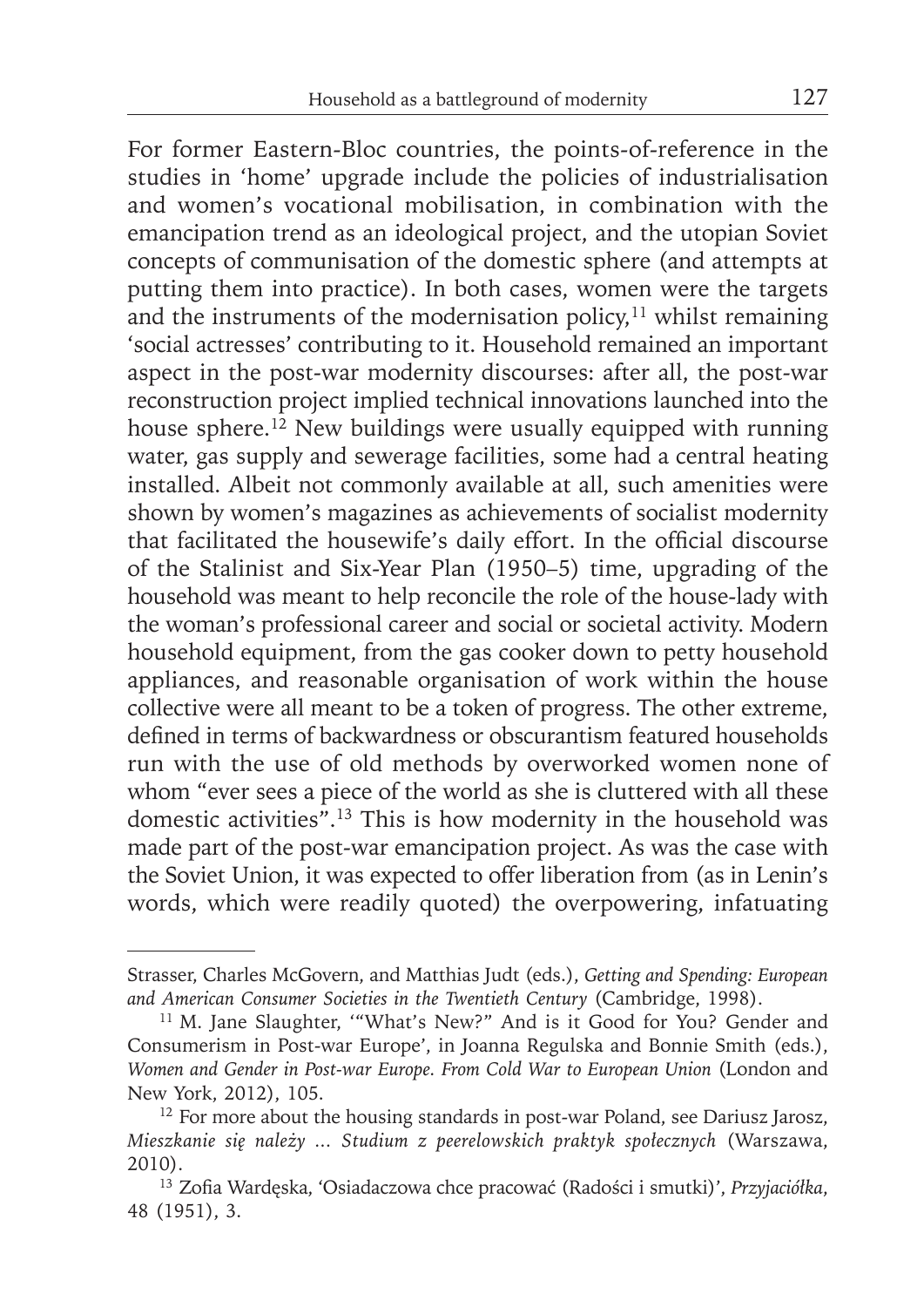For former Eastern-Bloc countries, the points-of-reference in the studies in 'home' upgrade include the policies of industrialisation and women's vocational mobilisation, in combination with the emancipation trend as an ideological project, and the utopian Soviet concepts of communisation of the domestic sphere (and attempts at putting them into practice). In both cases, women were the targets and the instruments of the modernisation policy,[11] whilst remaining 'social actresses' contributing to it. Household remained an important aspect in the post-war modernity discourses: after all, the post-war reconstruction project implied technical innovations launched into the house sphere.[12] New buildings were usually equipped with running water, gas supply and sewerage facilities, some had a central heating installed. Albeit not commonly available at all, such amenities were shown by women's magazines as achievements of socialist modernity that facilitated the housewife's daily effort. In the official discourse of the Stalinist and Six-Year Plan (1950–5) time, upgrading of the household was meant to help reconcile the role of the house-lady with the woman's professional career and social or societal activity. Modern household equipment, from the gas cooker down to petty household appliances, and reasonable organisation of work within the house collective were all meant to be a token of progress. The other extreme, defined in terms of backwardness or obscurantism featured households run with the use of old methods by overworked women none of whom "ever sees a piece of the world as she is cluttered with all these domestic activities".[13] This is how modernity in the household was made part of the post-war emancipation project. As was the case with the Soviet Union, it was expected to offer liberation from (as in Lenin's words, which were readily quoted) the overpowering, infatuating

---

Strasser, Charles McGovern, and Matthias Judt (eds.), *Getting and Spending: European and American Consumer Societies in the Twentieth Century* (Cambridge, 1998).

[11] M. Jane Slaughter, '"What's New?" And is it Good for You? Gender and Consumerism in Post-war Europe', in Joanna Regulska and Bonnie Smith (eds.), *Women and Gender in Post-war Europe. From Cold War to European Union* (London and New York, 2012), 105.

[12] For more about the housing standards in post-war Poland, see Dariusz Jarosz, *Mieszkanie się należy ... Studium z peerelowskich praktyk społecznych* (Warszawa, 2010).

[13] Zofia Wardęska, 'Osiadaczowa chce pracować (Radości i smutki)', *Przyjaciółka*, 48 (1951), 3.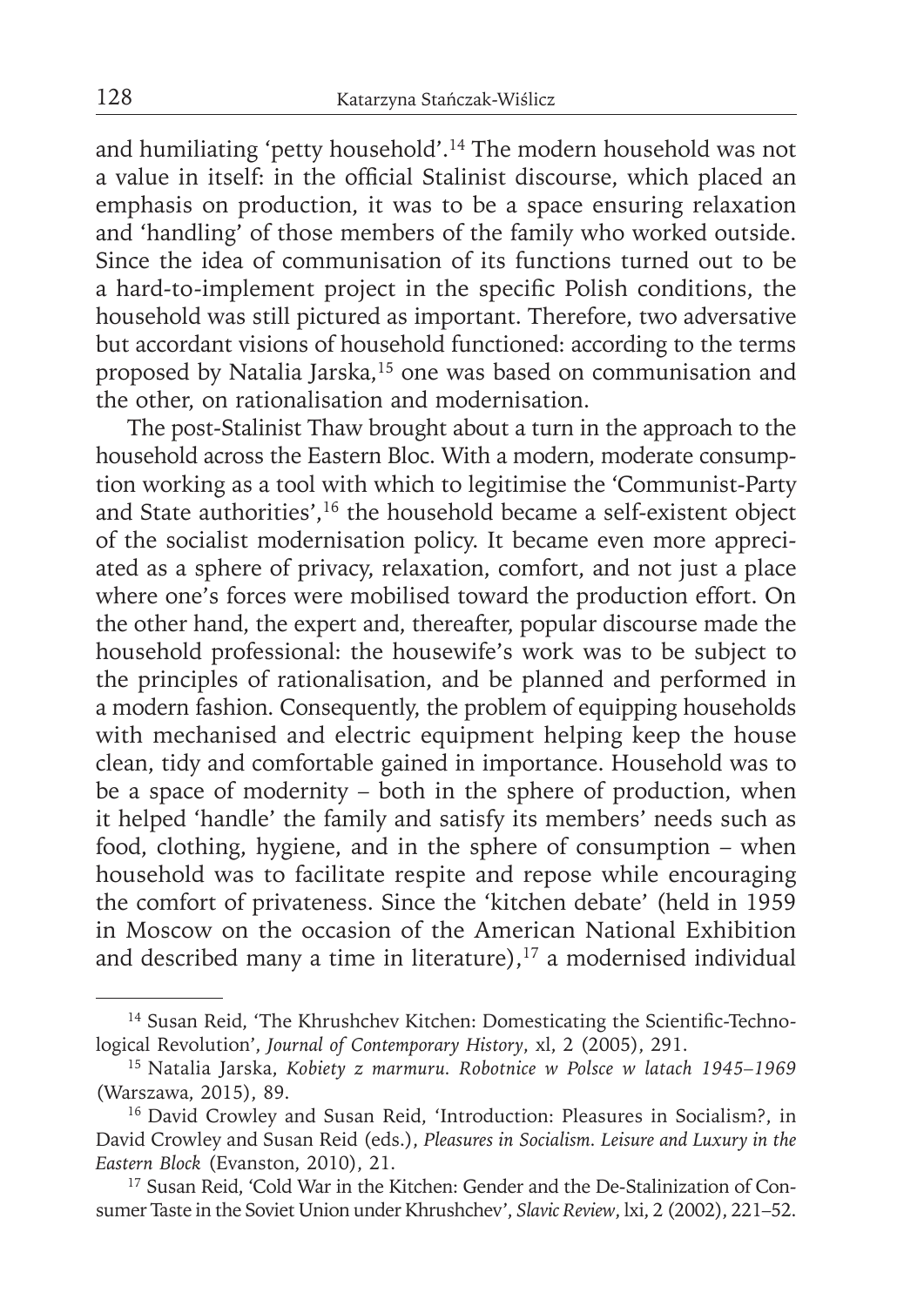and humiliating 'petty household'.[14] The modern household was not a value in itself: in the official Stalinist discourse, which placed an emphasis on production, it was to be a space ensuring relaxation and 'handling' of those members of the family who worked outside. Since the idea of communisation of its functions turned out to be a hard-to-implement project in the specific Polish conditions, the household was still pictured as important. Therefore, two adversative but accordant visions of household functioned: according to the terms proposed by Natalia Jarska,[15] one was based on communisation and the other, on rationalisation and modernisation.

The post-Stalinist Thaw brought about a turn in the approach to the household across the Eastern Bloc. With a modern, moderate consumption working as a tool with which to legitimise the 'Communist-Party and State authorities',[16] the household became a self-existent object of the socialist modernisation policy. It became even more appreciated as a sphere of privacy, relaxation, comfort, and not just a place where one's forces were mobilised toward the production effort. On the other hand, the expert and, thereafter, popular discourse made the household professional: the housewife's work was to be subject to the principles of rationalisation, and be planned and performed in a modern fashion. Consequently, the problem of equipping households with mechanised and electric equipment helping keep the house clean, tidy and comfortable gained in importance. Household was to be a space of modernity – both in the sphere of production, when it helped 'handle' the family and satisfy its members' needs such as food, clothing, hygiene, and in the sphere of consumption – when household was to facilitate respite and repose while encouraging the comfort of privateness. Since the 'kitchen debate' (held in 1959 in Moscow on the occasion of the American National Exhibition and described many a time in literature),[17] a modernised individual

---

[14] Susan Reid, 'The Khrushchev Kitchen: Domesticating the Scientific-Technological Revolution', *Journal of Contemporary History*, xl, 2 (2005), 291.

[15] Natalia Jarska, *Kobiety z marmuru. Robotnice w Polsce w latach 1945–1969* (Warszawa, 2015), 89.

[16] David Crowley and Susan Reid, 'Introduction: Pleasures in Socialism?, in David Crowley and Susan Reid (eds.), *Pleasures in Socialism. Leisure and Luxury in the Eastern Block* (Evanston, 2010), 21.

[17] Susan Reid, 'Cold War in the Kitchen: Gender and the De-Stalinization of Consumer Taste in the Soviet Union under Khrushchev', *Slavic Review*, lxi, 2 (2002), 221–52.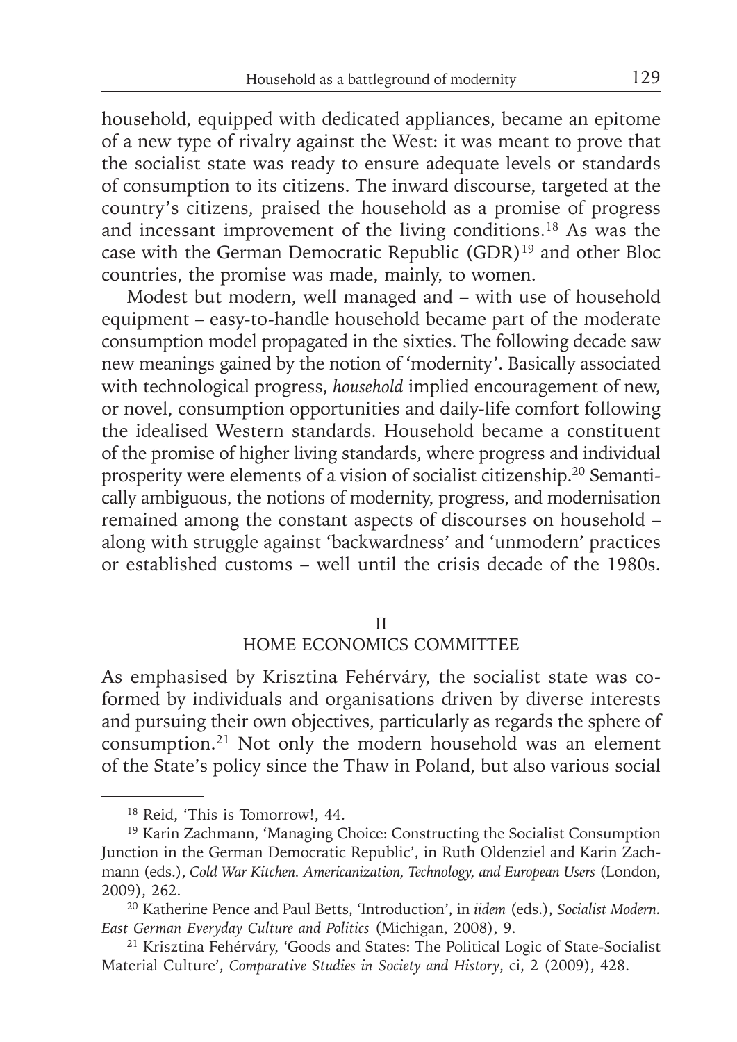household, equipped with dedicated appliances, became an epitome of a new type of rivalry against the West: it was meant to prove that the socialist state was ready to ensure adequate levels or standards of consumption to its citizens. The inward discourse, targeted at the country's citizens, praised the household as a promise of progress and incessant improvement of the living conditions.[18] As was the case with the German Democratic Republic (GDR)[19] and other Bloc countries, the promise was made, mainly, to women.

Modest but modern, well managed and – with use of household equipment – easy-to-handle household became part of the moderate consumption model propagated in the sixties. The following decade saw new meanings gained by the notion of 'modernity'. Basically associated with technological progress, *household* implied encouragement of new, or novel, consumption opportunities and daily-life comfort following the idealised Western standards. Household became a constituent of the promise of higher living standards, where progress and individual prosperity were elements of a vision of socialist citizenship.[20] Semantically ambiguous, the notions of modernity, progress, and modernisation remained among the constant aspects of discourses on household – along with struggle against 'backwardness' and 'unmodern' practices or established customs – well until the crisis decade of the 1980s.

## II
## HOME ECONOMICS COMMITTEE

As emphasised by Krisztina Fehérváry, the socialist state was co-formed by individuals and organisations driven by diverse interests and pursuing their own objectives, particularly as regards the sphere of consumption.[21] Not only the modern household was an element of the State's policy since the Thaw in Poland, but also various social

---

[18] Reid, 'This is Tomorrow!, 44.

[19] Karin Zachmann, 'Managing Choice: Constructing the Socialist Consumption Junction in the German Democratic Republic', in Ruth Oldenziel and Karin Zachmann (eds.), *Cold War Kitchen. Americanization, Technology, and European Users* (London, 2009), 262.

[20] Katherine Pence and Paul Betts, 'Introduction', in *iidem* (eds.), *Socialist Modern. East German Everyday Culture and Politics* (Michigan, 2008), 9.

[21] Krisztina Fehérváry, 'Goods and States: The Political Logic of State-Socialist Material Culture', *Comparative Studies in Society and History*, ci, 2 (2009), 428.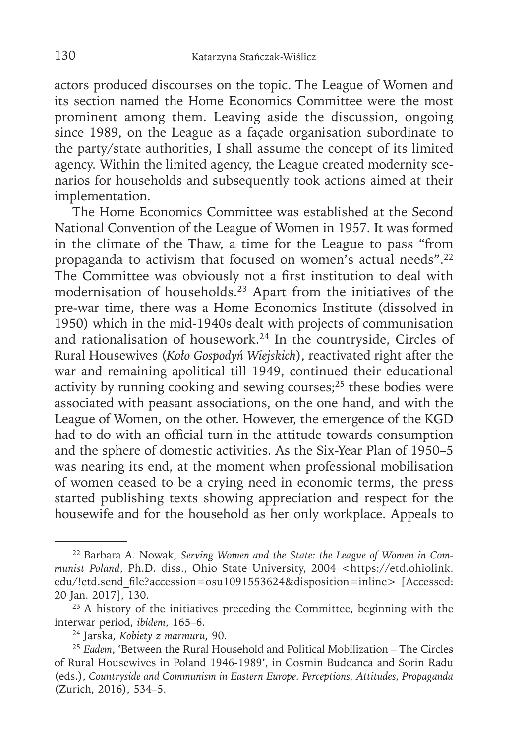actors produced discourses on the topic. The League of Women and its section named the Home Economics Committee were the most prominent among them. Leaving aside the discussion, ongoing since 1989, on the League as a façade organisation subordinate to the party/state authorities, I shall assume the concept of its limited agency. Within the limited agency, the League created modernity scenarios for households and subsequently took actions aimed at their implementation.

The Home Economics Committee was established at the Second National Convention of the League of Women in 1957. It was formed in the climate of the Thaw, a time for the League to pass "from propaganda to activism that focused on women's actual needs".[22] The Committee was obviously not a first institution to deal with modernisation of households.[23] Apart from the initiatives of the pre-war time, there was a Home Economics Institute (dissolved in 1950) which in the mid-1940s dealt with projects of communisation and rationalisation of housework.[24] In the countryside, Circles of Rural Housewives (*Koło Gospodyń Wiejskich*), reactivated right after the war and remaining apolitical till 1949, continued their educational activity by running cooking and sewing courses;[25] these bodies were associated with peasant associations, on the one hand, and with the League of Women, on the other. However, the emergence of the KGD had to do with an official turn in the attitude towards consumption and the sphere of domestic activities. As the Six-Year Plan of 1950–5 was nearing its end, at the moment when professional mobilisation of women ceased to be a crying need in economic terms, the press started publishing texts showing appreciation and respect for the housewife and for the household as her only workplace. Appeals to

---

[22] Barbara A. Nowak, *Serving Women and the State: the League of Women in Communist Poland*, Ph.D. diss., Ohio State University, 2004 <https://etd.ohiolink.edu/!etd.send_file?accession=osu1091553624&disposition=inline> [Accessed: 20 Jan. 2017], 130.

[23] A history of the initiatives preceding the Committee, beginning with the interwar period, *ibidem*, 165–6.

[24] Jarska, *Kobiety z marmuru*, 90.

[25] *Eadem*, 'Between the Rural Household and Political Mobilization – The Circles of Rural Housewives in Poland 1946-1989', in Cosmin Budeanca and Sorin Radu (eds.), *Countryside and Communism in Eastern Europe. Perceptions, Attitudes, Propaganda* (Zurich, 2016), 534–5.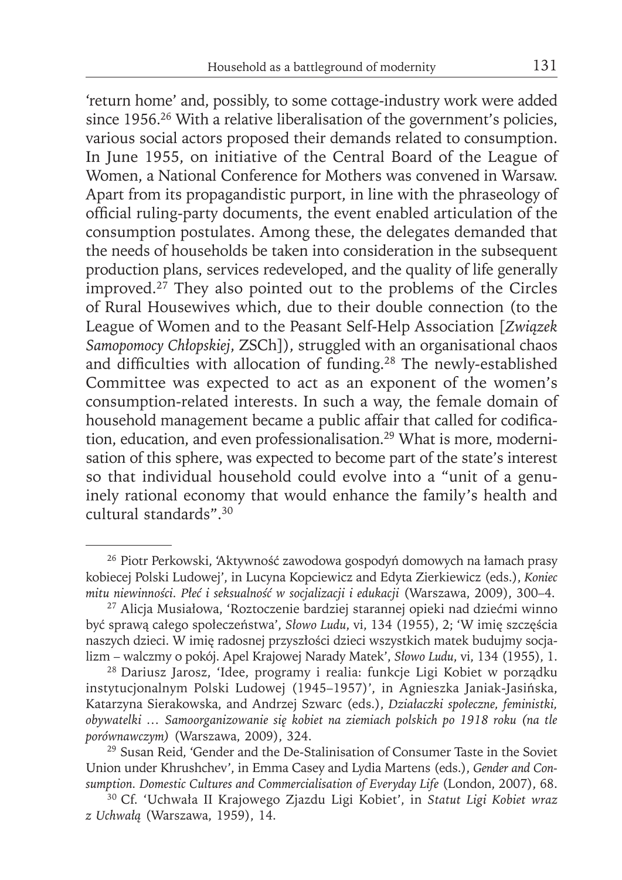'return home' and, possibly, to some cottage-industry work were added since 1956.[26] With a relative liberalisation of the government's policies, various social actors proposed their demands related to consumption. In June 1955, on initiative of the Central Board of the League of Women, a National Conference for Mothers was convened in Warsaw. Apart from its propagandistic purport, in line with the phraseology of official ruling-party documents, the event enabled articulation of the consumption postulates. Among these, the delegates demanded that the needs of households be taken into consideration in the subsequent production plans, services redeveloped, and the quality of life generally improved.[27] They also pointed out to the problems of the Circles of Rural Housewives which, due to their double connection (to the League of Women and to the Peasant Self-Help Association [*Związek Samopomocy Chłopskiej*, ZSCh]), struggled with an organisational chaos and difficulties with allocation of funding.[28] The newly-established Committee was expected to act as an exponent of the women's consumption-related interests. In such a way, the female domain of household management became a public affair that called for codification, education, and even professionalisation.[29] What is more, modernisation of this sphere, was expected to become part of the state's interest so that individual household could evolve into a "unit of a genuinely rational economy that would enhance the family's health and cultural standards".[30]

---

[26] Piotr Perkowski, 'Aktywność zawodowa gospodyń domowych na łamach prasy kobiecej Polski Ludowej', in Lucyna Kopciewicz and Edyta Zierkiewicz (eds.), *Koniec mitu niewinności. Płeć i seksualność w socjalizacji i edukacji* (Warszawa, 2009), 300–4.

[27] Alicja Musiałowa, 'Roztoczenie bardziej starannej opieki nad dziećmi winno być sprawą całego społeczeństwa', *Słowo Ludu*, vi, 134 (1955), 2; 'W imię szczęścia naszych dzieci. W imię radosnej przyszłości dzieci wszystkich matek budujmy socjalizm – walczmy o pokój. Apel Krajowej Narady Matek', *Słowo Ludu*, vi, 134 (1955), 1.

[28] Dariusz Jarosz, 'Idee, programy i realia: funkcje Ligi Kobiet w porządku instytucjonalnym Polski Ludowej (1945–1957)', in Agnieszka Janiak-Jasińska, Katarzyna Sierakowska, and Andrzej Szwarc (eds.), *Działaczki społeczne, feministki, obywatelki … Samoorganizowanie się kobiet na ziemiach polskich po 1918 roku (na tle porównawczym)* (Warszawa, 2009), 324.

[29] Susan Reid, 'Gender and the De-Stalinisation of Consumer Taste in the Soviet Union under Khrushchev', in Emma Casey and Lydia Martens (eds.), *Gender and Consumption. Domestic Cultures and Commercialisation of Everyday Life* (London, 2007), 68.

[30] Cf. 'Uchwała II Krajowego Zjazdu Ligi Kobiet', in *Statut Ligi Kobiet wraz z Uchwałą* (Warszawa, 1959), 14.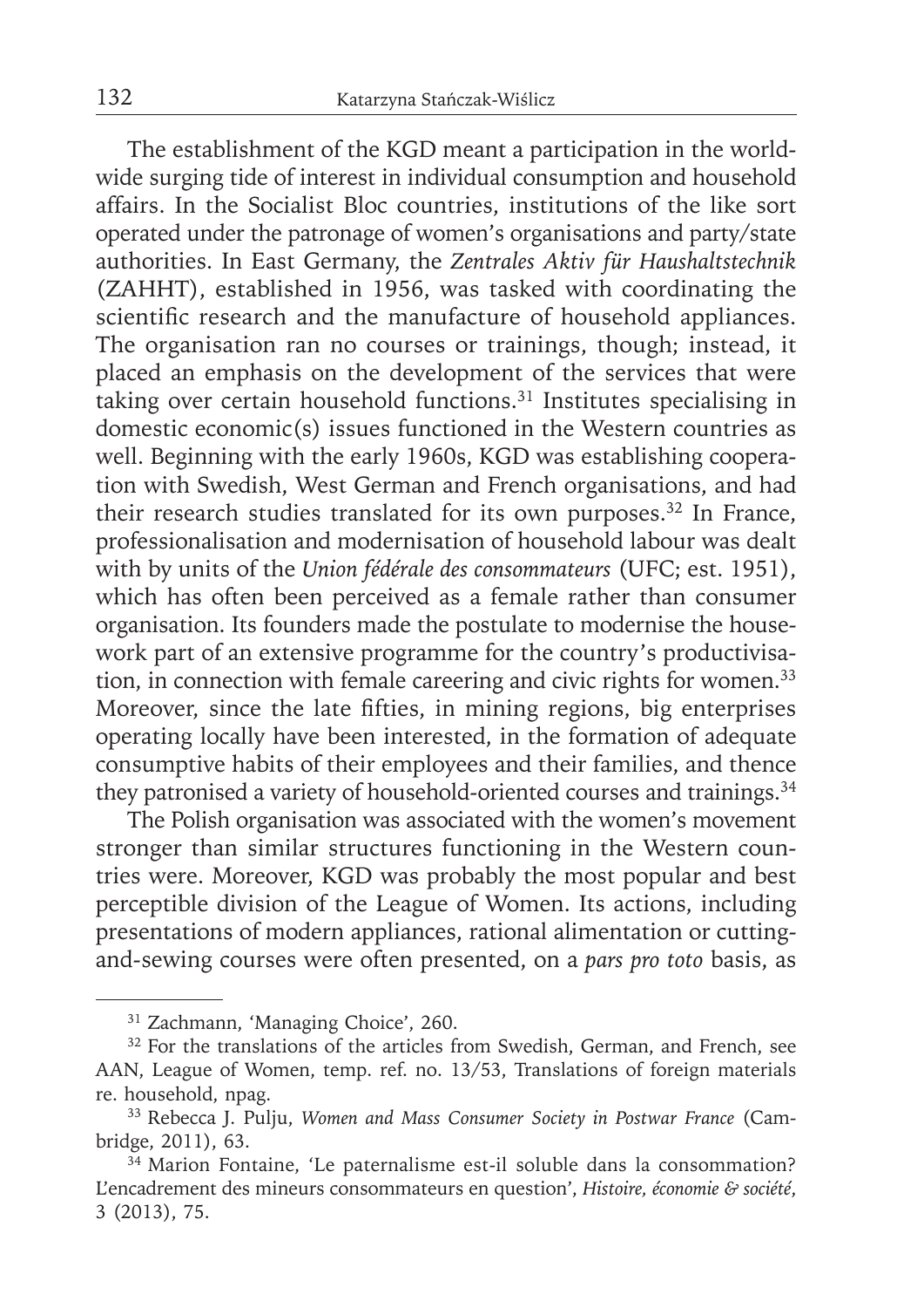The establishment of the KGD meant a participation in the worldwide surging tide of interest in individual consumption and household affairs. In the Socialist Bloc countries, institutions of the like sort operated under the patronage of women's organisations and party/state authorities. In East Germany, the *Zentrales Aktiv für Haushaltstechnik* (ZAHHT), established in 1956, was tasked with coordinating the scientific research and the manufacture of household appliances. The organisation ran no courses or trainings, though; instead, it placed an emphasis on the development of the services that were taking over certain household functions.[31] Institutes specialising in domestic economic(s) issues functioned in the Western countries as well. Beginning with the early 1960s, KGD was establishing cooperation with Swedish, West German and French organisations, and had their research studies translated for its own purposes.[32] In France, professionalisation and modernisation of household labour was dealt with by units of the *Union fédérale des consommateurs* (UFC; est. 1951), which has often been perceived as a female rather than consumer organisation. Its founders made the postulate to modernise the housework part of an extensive programme for the country's productivisation, in connection with female careering and civic rights for women.[33] Moreover, since the late fifties, in mining regions, big enterprises operating locally have been interested, in the formation of adequate consumptive habits of their employees and their families, and thence they patronised a variety of household-oriented courses and trainings.[34]

The Polish organisation was associated with the women's movement stronger than similar structures functioning in the Western countries were. Moreover, KGD was probably the most popular and best perceptible division of the League of Women. Its actions, including presentations of modern appliances, rational alimentation or cutting-and-sewing courses were often presented, on a *pars pro toto* basis, as

---

[31] Zachmann, 'Managing Choice', 260.

[32] For the translations of the articles from Swedish, German, and French, see AAN, League of Women, temp. ref. no. 13/53, Translations of foreign materials re. household, npag.

[33] Rebecca J. Pulju, *Women and Mass Consumer Society in Postwar France* (Cambridge, 2011), 63.

[34] Marion Fontaine, 'Le paternalisme est-il soluble dans la consommation? L'encadrement des mineurs consommateurs en question', *Histoire, économie & société*, 3 (2013), 75.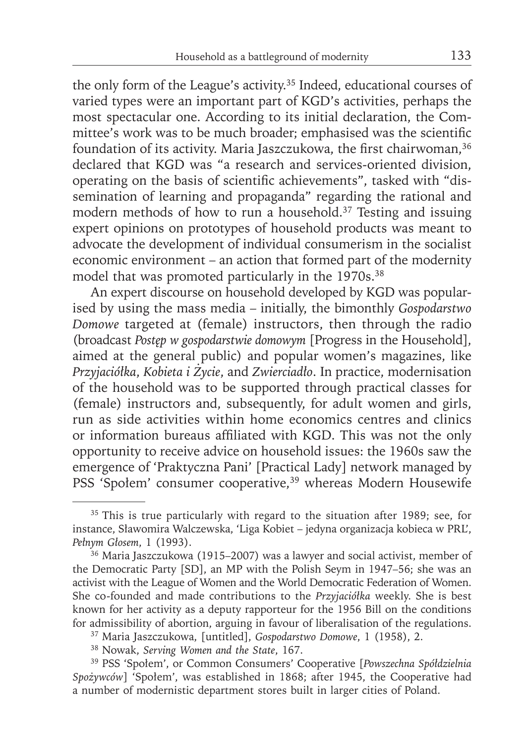the only form of the League's activity.[35] Indeed, educational courses of varied types were an important part of KGD's activities, perhaps the most spectacular one. According to its initial declaration, the Committee's work was to be much broader; emphasised was the scientific foundation of its activity. Maria Jaszczukowa, the first chairwoman,[36] declared that KGD was "a research and services-oriented division, operating on the basis of scientific achievements", tasked with "dissemination of learning and propaganda" regarding the rational and modern methods of how to run a household.[37] Testing and issuing expert opinions on prototypes of household products was meant to advocate the development of individual consumerism in the socialist economic environment – an action that formed part of the modernity model that was promoted particularly in the 1970s.[38]

An expert discourse on household developed by KGD was popularised by using the mass media – initially, the bimonthly *Gospodarstwo Domowe* targeted at (female) instructors, then through the radio (broadcast *Postęp w gospodarstwie domowym* [Progress in the Household], aimed at the general public) and popular women's magazines, like *Przyjaciółka*, *Kobieta i Życie*, and *Zwierciadło*. In practice, modernisation of the household was to be supported through practical classes for (female) instructors and, subsequently, for adult women and girls, run as side activities within home economics centres and clinics or information bureaus affiliated with KGD. This was not the only opportunity to receive advice on household issues: the 1960s saw the emergence of 'Praktyczna Pani' [Practical Lady] network managed by PSS 'Społem' consumer cooperative,[39] whereas Modern Housewife

---

[35] This is true particularly with regard to the situation after 1989; see, for instance, Sławomira Walczewska, 'Liga Kobiet – jedyna organizacja kobieca w PRL', *Pełnym Głosem*, 1 (1993).

[36] Maria Jaszczukowa (1915–2007) was a lawyer and social activist, member of the Democratic Party [SD], an MP with the Polish Seym in 1947–56; she was an activist with the League of Women and the World Democratic Federation of Women. She co-founded and made contributions to the *Przyjaciółka* weekly. She is best known for her activity as a deputy rapporteur for the 1956 Bill on the conditions for admissibility of abortion, arguing in favour of liberalisation of the regulations.

[37] Maria Jaszczukowa, [untitled], *Gospodarstwo Domowe*, 1 (1958), 2.

[38] Nowak, *Serving Women and the State*, 167.

[39] PSS 'Społem', or Common Consumers' Cooperative [*Powszechna Spółdzielnia Spożywców*] 'Społem', was established in 1868; after 1945, the Cooperative had a number of modernistic department stores built in larger cities of Poland.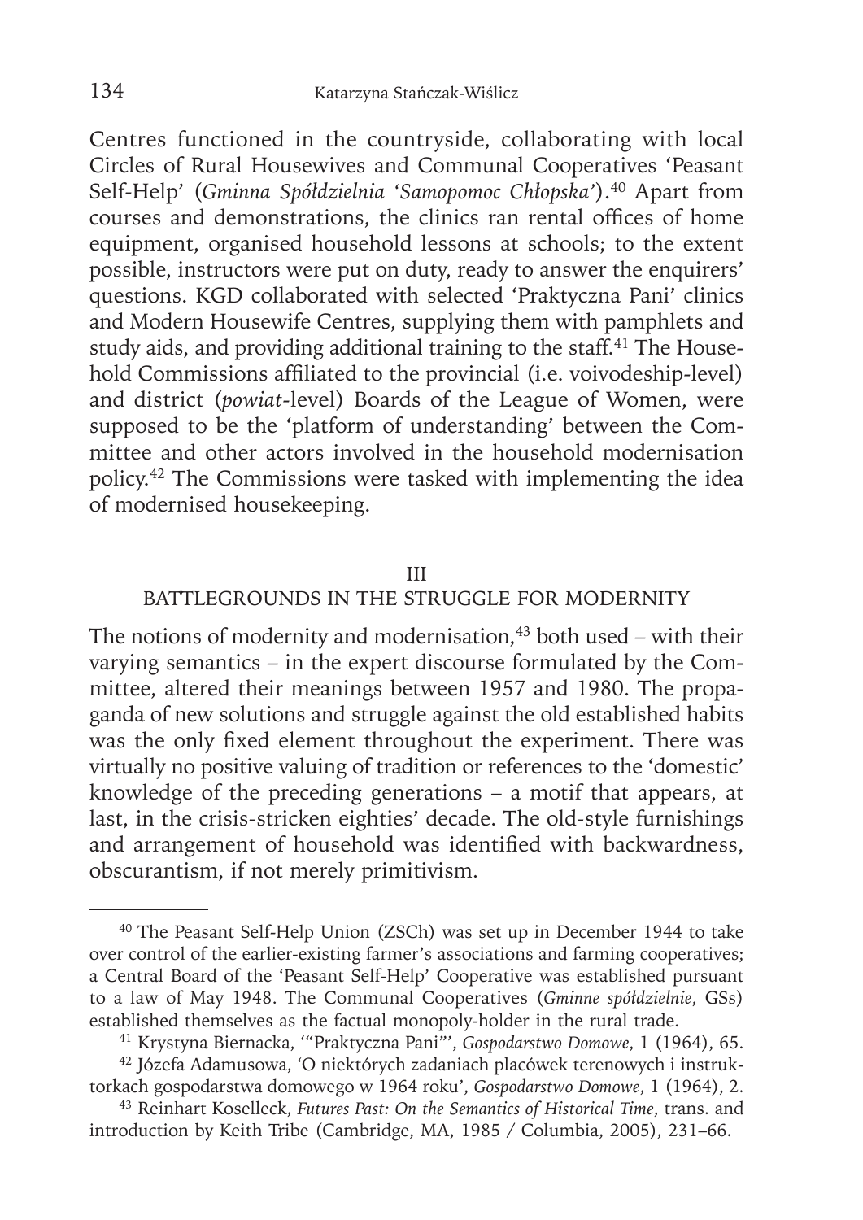Centres functioned in the countryside, collaborating with local Circles of Rural Housewives and Communal Cooperatives 'Peasant Self-Help' (*Gminna Spółdzielnia 'Samopomoc Chłopska'*).[40] Apart from courses and demonstrations, the clinics ran rental offices of home equipment, organised household lessons at schools; to the extent possible, instructors were put on duty, ready to answer the enquirers' questions. KGD collaborated with selected 'Praktyczna Pani' clinics and Modern Housewife Centres, supplying them with pamphlets and study aids, and providing additional training to the staff.[41] The Household Commissions affiliated to the provincial (i.e. voivodeship-level) and district (*powiat*-level) Boards of the League of Women, were supposed to be the 'platform of understanding' between the Committee and other actors involved in the household modernisation policy.[42] The Commissions were tasked with implementing the idea of modernised housekeeping.

## III
## BATTLEGROUNDS IN THE STRUGGLE FOR MODERNITY

The notions of modernity and modernisation,[43] both used – with their varying semantics – in the expert discourse formulated by the Committee, altered their meanings between 1957 and 1980. The propaganda of new solutions and struggle against the old established habits was the only fixed element throughout the experiment. There was virtually no positive valuing of tradition or references to the 'domestic' knowledge of the preceding generations – a motif that appears, at last, in the crisis-stricken eighties' decade. The old-style furnishings and arrangement of household was identified with backwardness, obscurantism, if not merely primitivism.

---

[40] The Peasant Self-Help Union (ZSCh) was set up in December 1944 to take over control of the earlier-existing farmer's associations and farming cooperatives; a Central Board of the 'Peasant Self-Help' Cooperative was established pursuant to a law of May 1948. The Communal Cooperatives (*Gminne spółdzielnie*, GSs) established themselves as the factual monopoly-holder in the rural trade.

[41] Krystyna Biernacka, '"Praktyczna Pani"', *Gospodarstwo Domowe*, 1 (1964), 65.

[42] Józefa Adamusowa, 'O niektórych zadaniach placówek terenowych i instruktorkach gospodarstwa domowego w 1964 roku', *Gospodarstwo Domowe*, 1 (1964), 2.

[43] Reinhart Koselleck, *Futures Past: On the Semantics of Historical Time*, trans. and introduction by Keith Tribe (Cambridge, MA, 1985 / Columbia, 2005), 231–66.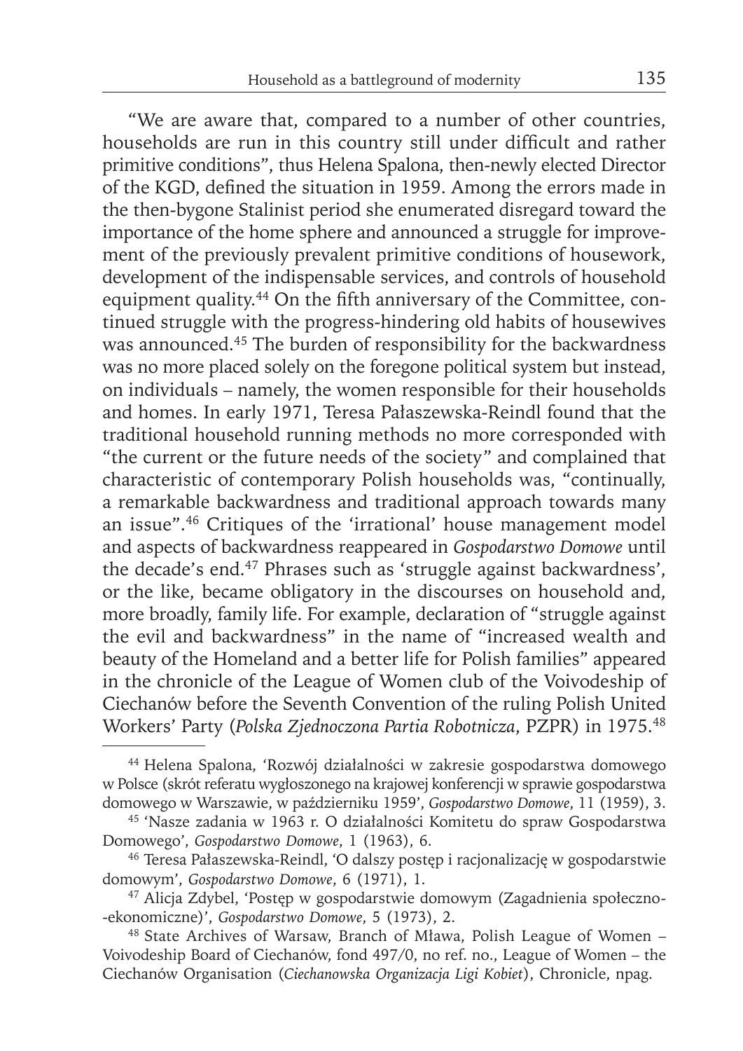"We are aware that, compared to a number of other countries, households are run in this country still under difficult and rather primitive conditions", thus Helena Spalona, then-newly elected Director of the KGD, defined the situation in 1959. Among the errors made in the then-bygone Stalinist period she enumerated disregard toward the importance of the home sphere and announced a struggle for improvement of the previously prevalent primitive conditions of housework, development of the indispensable services, and controls of household equipment quality.[44] On the fifth anniversary of the Committee, continued struggle with the progress-hindering old habits of housewives was announced.[45] The burden of responsibility for the backwardness was no more placed solely on the foregone political system but instead, on individuals – namely, the women responsible for their households and homes. In early 1971, Teresa Pałaszewska-Reindl found that the traditional household running methods no more corresponded with "the current or the future needs of the society" and complained that characteristic of contemporary Polish households was, "continually, a remarkable backwardness and traditional approach towards many an issue".[46] Critiques of the 'irrational' house management model and aspects of backwardness reappeared in *Gospodarstwo Domowe* until the decade's end.[47] Phrases such as 'struggle against backwardness', or the like, became obligatory in the discourses on household and, more broadly, family life. For example, declaration of "struggle against the evil and backwardness" in the name of "increased wealth and beauty of the Homeland and a better life for Polish families" appeared in the chronicle of the League of Women club of the Voivodeship of Ciechanów before the Seventh Convention of the ruling Polish United Workers' Party (*Polska Zjednoczona Partia Robotnicza*, PZPR) in 1975.[48]

---

[44] Helena Spalona, 'Rozwój działalności w zakresie gospodarstwa domowego w Polsce (skrót referatu wygłoszonego na krajowej konferencji w sprawie gospodarstwa domowego w Warszawie, w październiku 1959', *Gospodarstwo Domowe*, 11 (1959), 3.

[45] 'Nasze zadania w 1963 r. O działalności Komitetu do spraw Gospodarstwa Domowego', *Gospodarstwo Domowe*, 1 (1963), 6.

[46] Teresa Pałaszewska-Reindl, 'O dalszy postęp i racjonalizację w gospodarstwie domowym', *Gospodarstwo Domowe*, 6 (1971), 1.

[47] Alicja Zdybel, 'Postęp w gospodarstwie domowym (Zagadnienia społeczno--ekonomiczne)', *Gospodarstwo Domowe*, 5 (1973), 2.

[48] State Archives of Warsaw, Branch of Mława, Polish League of Women – Voivodeship Board of Ciechanów, fond 497/0, no ref. no., League of Women – the Ciechanów Organisation (*Ciechanowska Organizacja Ligi Kobiet*), Chronicle, npag.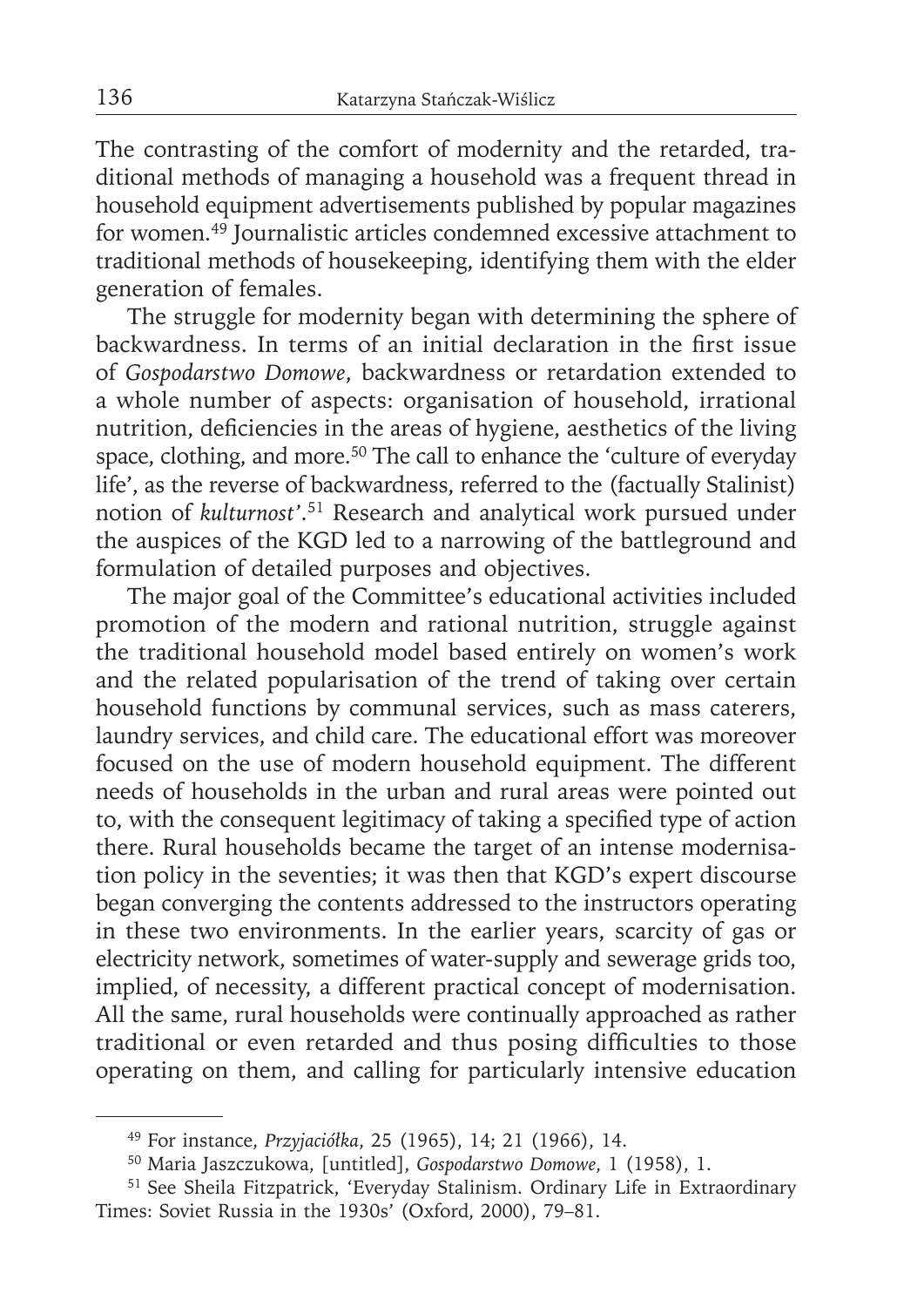The contrasting of the comfort of modernity and the retarded, traditional methods of managing a household was a frequent thread in household equipment advertisements published by popular magazines for women.[49] Journalistic articles condemned excessive attachment to traditional methods of housekeeping, identifying them with the elder generation of females.

The struggle for modernity began with determining the sphere of backwardness. In terms of an initial declaration in the first issue of *Gospodarstwo Domowe*, backwardness or retardation extended to a whole number of aspects: organisation of household, irrational nutrition, deficiencies in the areas of hygiene, aesthetics of the living space, clothing, and more.[50] The call to enhance the 'culture of everyday life', as the reverse of backwardness, referred to the (factually Stalinist) notion of *kulturnost'*.[51] Research and analytical work pursued under the auspices of the KGD led to a narrowing of the battleground and formulation of detailed purposes and objectives.

The major goal of the Committee's educational activities included promotion of the modern and rational nutrition, struggle against the traditional household model based entirely on women's work and the related popularisation of the trend of taking over certain household functions by communal services, such as mass caterers, laundry services, and child care. The educational effort was moreover focused on the use of modern household equipment. The different needs of households in the urban and rural areas were pointed out to, with the consequent legitimacy of taking a specified type of action there. Rural households became the target of an intense modernisation policy in the seventies; it was then that KGD's expert discourse began converging the contents addressed to the instructors operating in these two environments. In the earlier years, scarcity of gas or electricity network, sometimes of water-supply and sewerage grids too, implied, of necessity, a different practical concept of modernisation. All the same, rural households were continually approached as rather traditional or even retarded and thus posing difficulties to those operating on them, and calling for particularly intensive education

---

[49] For instance, *Przyjaciółka*, 25 (1965), 14; 21 (1966), 14.

[50] Maria Jaszczukowa, [untitled], *Gospodarstwo Domowe*, 1 (1958), 1.

[51] See Sheila Fitzpatrick, 'Everyday Stalinism. Ordinary Life in Extraordinary Times: Soviet Russia in the 1930s' (Oxford, 2000), 79–81.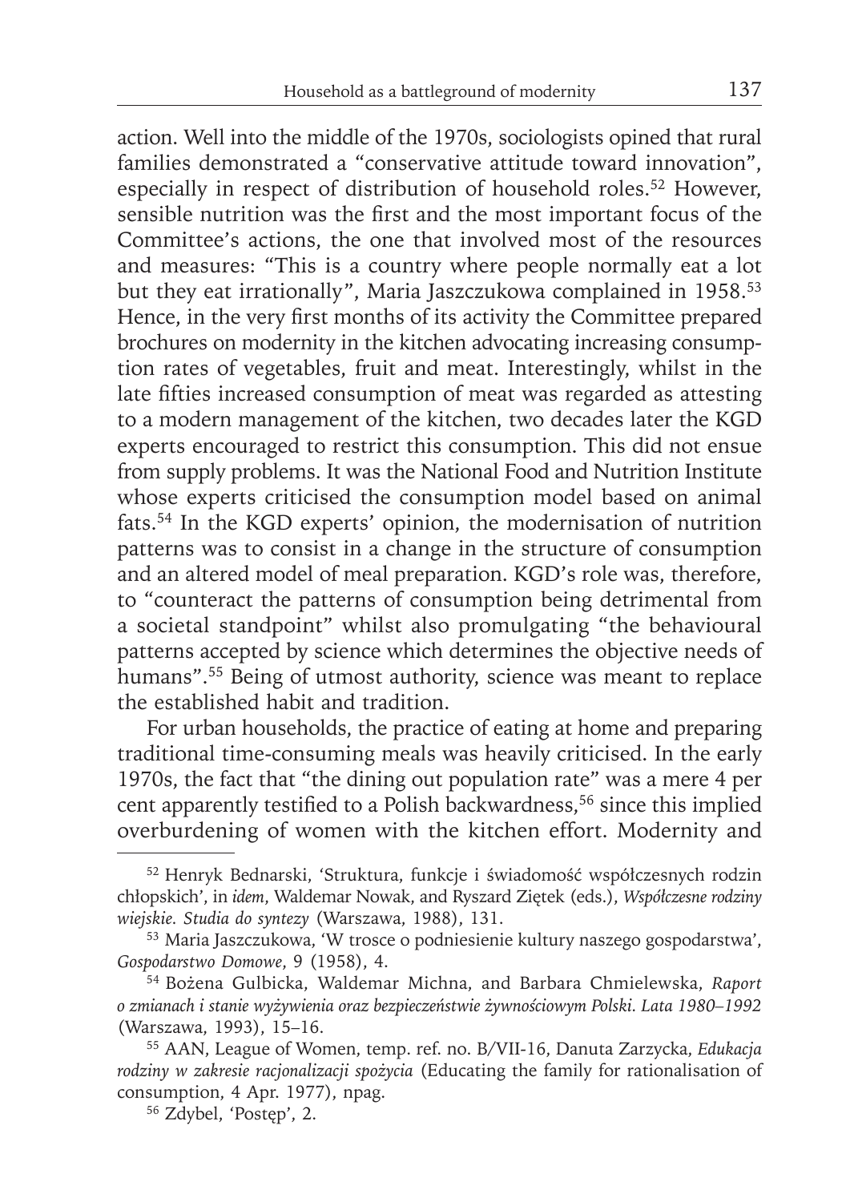action. Well into the middle of the 1970s, sociologists opined that rural families demonstrated a "conservative attitude toward innovation", especially in respect of distribution of household roles.[52] However, sensible nutrition was the first and the most important focus of the Committee's actions, the one that involved most of the resources and measures: "This is a country where people normally eat a lot but they eat irrationally", Maria Jaszczukowa complained in 1958.[53] Hence, in the very first months of its activity the Committee prepared brochures on modernity in the kitchen advocating increasing consumption rates of vegetables, fruit and meat. Interestingly, whilst in the late fifties increased consumption of meat was regarded as attesting to a modern management of the kitchen, two decades later the KGD experts encouraged to restrict this consumption. This did not ensue from supply problems. It was the National Food and Nutrition Institute whose experts criticised the consumption model based on animal fats.[54] In the KGD experts' opinion, the modernisation of nutrition patterns was to consist in a change in the structure of consumption and an altered model of meal preparation. KGD's role was, therefore, to "counteract the patterns of consumption being detrimental from a societal standpoint" whilst also promulgating "the behavioural patterns accepted by science which determines the objective needs of humans".[55] Being of utmost authority, science was meant to replace the established habit and tradition.

For urban households, the practice of eating at home and preparing traditional time-consuming meals was heavily criticised. In the early 1970s, the fact that "the dining out population rate" was a mere 4 per cent apparently testified to a Polish backwardness,[56] since this implied overburdening of women with the kitchen effort. Modernity and

---

[52] Henryk Bednarski, 'Struktura, funkcje i świadomość współczesnych rodzin chłopskich', in *idem*, Waldemar Nowak, and Ryszard Ziętek (eds.), *Współczesne rodziny wiejskie. Studia do syntezy* (Warszawa, 1988), 131.

[53] Maria Jaszczukowa, 'W trosce o podniesienie kultury naszego gospodarstwa', *Gospodarstwo Domowe*, 9 (1958), 4.

[54] Bożena Gulbicka, Waldemar Michna, and Barbara Chmielewska, *Raport o zmianach i stanie wyżywienia oraz bezpieczeństwie żywnościowym Polski. Lata 1980–1992* (Warszawa, 1993), 15–16.

[55] AAN, League of Women, temp. ref. no. B/VII-16, Danuta Zarzycka, *Edukacja rodziny w zakresie racjonalizacji spożycia* (Educating the family for rationalisation of consumption, 4 Apr. 1977), npag.

[56] Zdybel, 'Postęp', 2.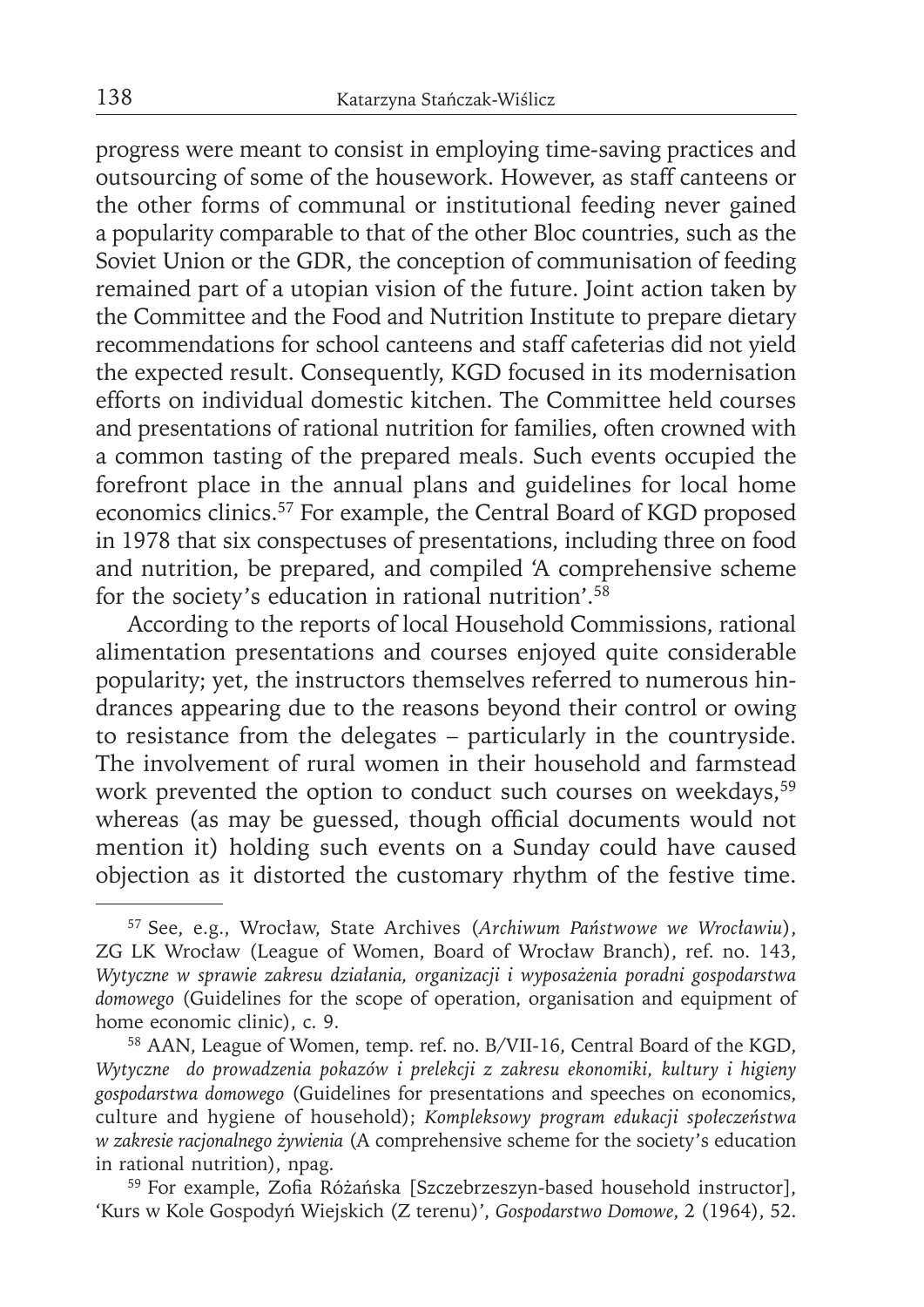progress were meant to consist in employing time-saving practices and outsourcing of some of the housework. However, as staff canteens or the other forms of communal or institutional feeding never gained a popularity comparable to that of the other Bloc countries, such as the Soviet Union or the GDR, the conception of communisation of feeding remained part of a utopian vision of the future. Joint action taken by the Committee and the Food and Nutrition Institute to prepare dietary recommendations for school canteens and staff cafeterias did not yield the expected result. Consequently, KGD focused in its modernisation efforts on individual domestic kitchen. The Committee held courses and presentations of rational nutrition for families, often crowned with a common tasting of the prepared meals. Such events occupied the forefront place in the annual plans and guidelines for local home economics clinics.[57] For example, the Central Board of KGD proposed in 1978 that six conspectuses of presentations, including three on food and nutrition, be prepared, and compiled 'A comprehensive scheme for the society's education in rational nutrition'.[58]

According to the reports of local Household Commissions, rational alimentation presentations and courses enjoyed quite considerable popularity; yet, the instructors themselves referred to numerous hindrances appearing due to the reasons beyond their control or owing to resistance from the delegates – particularly in the countryside. The involvement of rural women in their household and farmstead work prevented the option to conduct such courses on weekdays,[59] whereas (as may be guessed, though official documents would not mention it) holding such events on a Sunday could have caused objection as it distorted the customary rhythm of the festive time.

---

[57] See, e.g., Wrocław, State Archives (*Archiwum Państwowe we Wrocławiu*), ZG LK Wrocław (League of Women, Board of Wrocław Branch), ref. no. 143, *Wytyczne w sprawie zakresu działania, organizacji i wyposażenia poradni gospodarstwa domowego* (Guidelines for the scope of operation, organisation and equipment of home economic clinic), c. 9.

[58] AAN, League of Women, temp. ref. no. B/VII-16, Central Board of the KGD, *Wytyczne do prowadzenia pokazów i prelekcji z zakresu ekonomiki, kultury i higieny gospodarstwa domowego* (Guidelines for presentations and speeches on economics, culture and hygiene of household); *Kompleksowy program edukacji społeczeństwa w zakresie racjonalnego żywienia* (A comprehensive scheme for the society's education in rational nutrition), npag.

[59] For example, Zofia Różańska [Szczebrzeszyn-based household instructor], 'Kurs w Kole Gospodyń Wiejskich (Z terenu)', *Gospodarstwo Domowe*, 2 (1964), 52.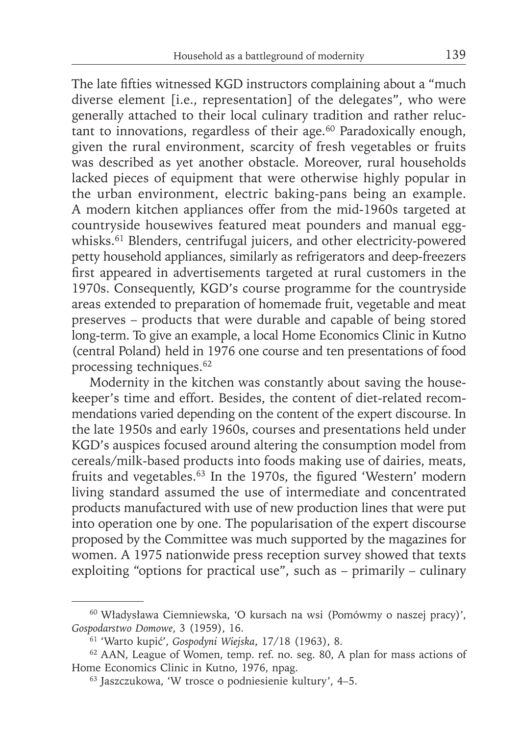The late fifties witnessed KGD instructors complaining about a "much diverse element [i.e., representation] of the delegates", who were generally attached to their local culinary tradition and rather reluctant to innovations, regardless of their age.[60] Paradoxically enough, given the rural environment, scarcity of fresh vegetables or fruits was described as yet another obstacle. Moreover, rural households lacked pieces of equipment that were otherwise highly popular in the urban environment, electric baking-pans being an example. A modern kitchen appliances offer from the mid-1960s targeted at countryside housewives featured meat pounders and manual egg-whisks.[61] Blenders, centrifugal juicers, and other electricity-powered petty household appliances, similarly as refrigerators and deep-freezers first appeared in advertisements targeted at rural customers in the 1970s. Consequently, KGD's course programme for the countryside areas extended to preparation of homemade fruit, vegetable and meat preserves – products that were durable and capable of being stored long-term. To give an example, a local Home Economics Clinic in Kutno (central Poland) held in 1976 one course and ten presentations of food processing techniques.[62]

Modernity in the kitchen was constantly about saving the housekeeper's time and effort. Besides, the content of diet-related recommendations varied depending on the content of the expert discourse. In the late 1950s and early 1960s, courses and presentations held under KGD's auspices focused around altering the consumption model from cereals/milk-based products into foods making use of dairies, meats, fruits and vegetables.[63] In the 1970s, the figured 'Western' modern living standard assumed the use of intermediate and concentrated products manufactured with use of new production lines that were put into operation one by one. The popularisation of the expert discourse proposed by the Committee was much supported by the magazines for women. A 1975 nationwide press reception survey showed that texts exploiting "options for practical use", such as – primarily – culinary

---

[60] Władysława Ciemniewska, 'O kursach na wsi (Pomówmy o naszej pracy)', *Gospodarstwo Domowe*, 3 (1959), 16.

[61] 'Warto kupić', *Gospodyni Wiejska*, 17/18 (1963), 8.

[62] AAN, League of Women, temp. ref. no. seg. 80, A plan for mass actions of Home Economics Clinic in Kutno, 1976, npag.

[63] Jaszczukowa, 'W trosce o podniesienie kultury', 4–5.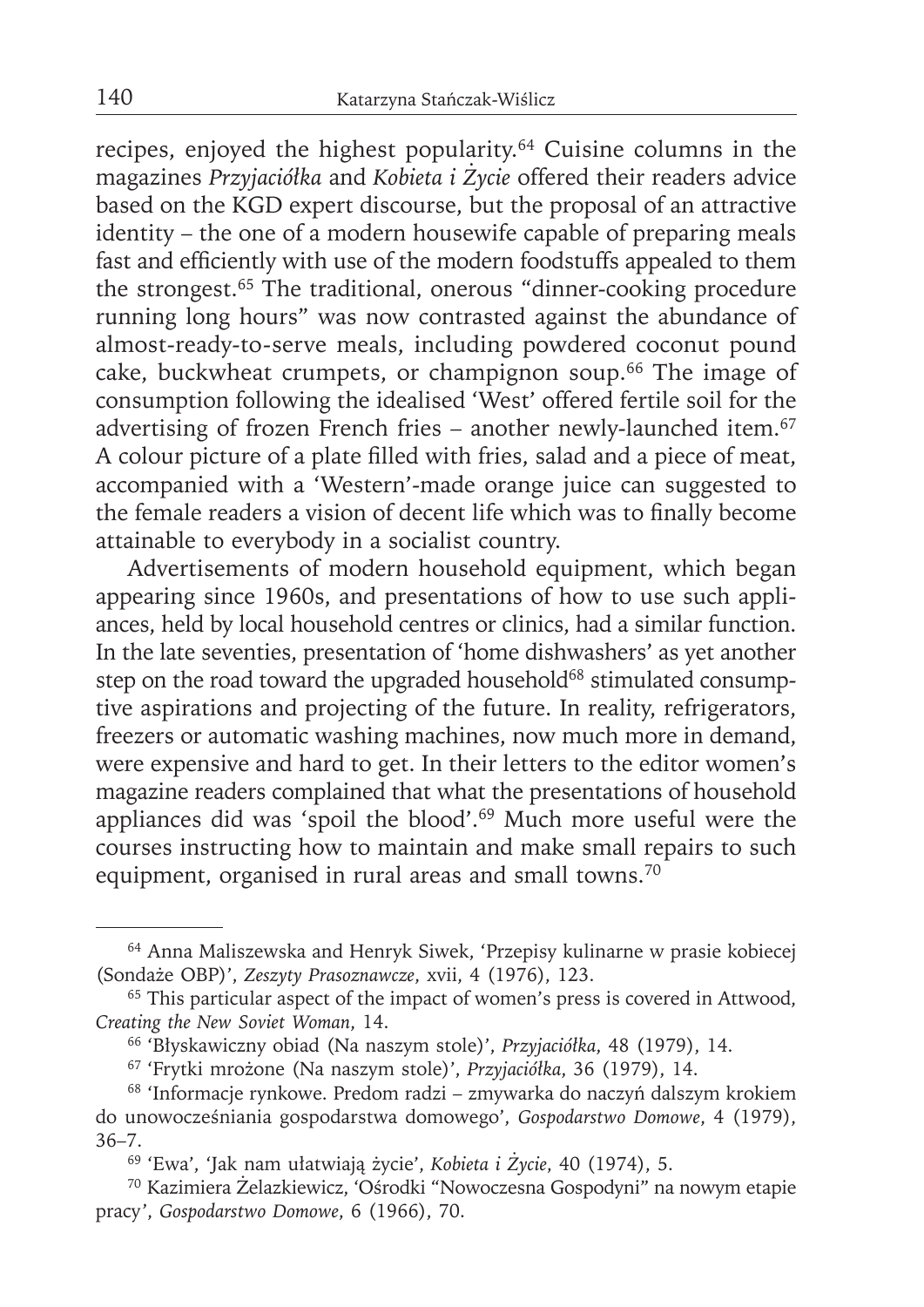recipes, enjoyed the highest popularity.[64] Cuisine columns in the magazines *Przyjaciółka* and *Kobieta i Życie* offered their readers advice based on the KGD expert discourse, but the proposal of an attractive identity – the one of a modern housewife capable of preparing meals fast and efficiently with use of the modern foodstuffs appealed to them the strongest.[65] The traditional, onerous "dinner-cooking procedure running long hours" was now contrasted against the abundance of almost-ready-to-serve meals, including powdered coconut pound cake, buckwheat crumpets, or champignon soup.[66] The image of consumption following the idealised 'West' offered fertile soil for the advertising of frozen French fries – another newly-launched item.[67] A colour picture of a plate filled with fries, salad and a piece of meat, accompanied with a 'Western'-made orange juice can suggested to the female readers a vision of decent life which was to finally become attainable to everybody in a socialist country.

Advertisements of modern household equipment, which began appearing since 1960s, and presentations of how to use such appliances, held by local household centres or clinics, had a similar function. In the late seventies, presentation of 'home dishwashers' as yet another step on the road toward the upgraded household[68] stimulated consumptive aspirations and projecting of the future. In reality, refrigerators, freezers or automatic washing machines, now much more in demand, were expensive and hard to get. In their letters to the editor women's magazine readers complained that what the presentations of household appliances did was 'spoil the blood'.[69] Much more useful were the courses instructing how to maintain and make small repairs to such equipment, organised in rural areas and small towns.[70]

---

[64] Anna Maliszewska and Henryk Siwek, 'Przepisy kulinarne w prasie kobiecej (Sondaże OBP)', *Zeszyty Prasoznawcze*, xvii, 4 (1976), 123.

[65] This particular aspect of the impact of women's press is covered in Attwood, *Creating the New Soviet Woman*, 14.

[66] 'Błyskawiczny obiad (Na naszym stole)', *Przyjaciółka*, 48 (1979), 14.

[67] 'Frytki mrożone (Na naszym stole)', *Przyjaciółka*, 36 (1979), 14.

[68] 'Informacje rynkowe. Predom radzi – zmywarka do naczyń dalszym krokiem do unowocześniania gospodarstwa domowego', *Gospodarstwo Domowe*, 4 (1979), 36–7.

[69] 'Ewa', 'Jak nam ułatwiają życie', *Kobieta i Życie*, 40 (1974), 5.

[70] Kazimiera Żelazkiewicz, 'Ośrodki "Nowoczesna Gospodyni" na nowym etapie pracy', *Gospodarstwo Domowe*, 6 (1966), 70.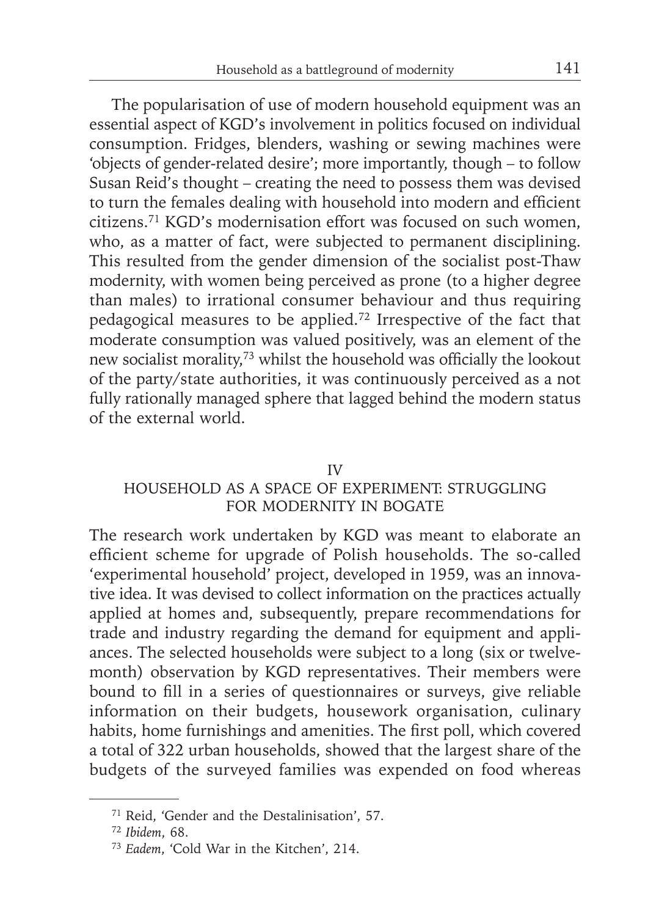The popularisation of use of modern household equipment was an essential aspect of KGD's involvement in politics focused on individual consumption. Fridges, blenders, washing or sewing machines were 'objects of gender-related desire'; more importantly, though – to follow Susan Reid's thought – creating the need to possess them was devised to turn the females dealing with household into modern and efficient citizens.[71] KGD's modernisation effort was focused on such women, who, as a matter of fact, were subjected to permanent disciplining. This resulted from the gender dimension of the socialist post-Thaw modernity, with women being perceived as prone (to a higher degree than males) to irrational consumer behaviour and thus requiring pedagogical measures to be applied.[72] Irrespective of the fact that moderate consumption was valued positively, was an element of the new socialist morality,[73] whilst the household was officially the lookout of the party/state authorities, it was continuously perceived as a not fully rationally managed sphere that lagged behind the modern status of the external world.

## IV
## HOUSEHOLD AS A SPACE OF EXPERIMENT: STRUGGLING FOR MODERNITY IN BOGATE

The research work undertaken by KGD was meant to elaborate an efficient scheme for upgrade of Polish households. The so-called 'experimental household' project, developed in 1959, was an innovative idea. It was devised to collect information on the practices actually applied at homes and, subsequently, prepare recommendations for trade and industry regarding the demand for equipment and appliances. The selected households were subject to a long (six or twelve-month) observation by KGD representatives. Their members were bound to fill in a series of questionnaires or surveys, give reliable information on their budgets, housework organisation, culinary habits, home furnishings and amenities. The first poll, which covered a total of 322 urban households, showed that the largest share of the budgets of the surveyed families was expended on food whereas

---

[71] Reid, 'Gender and the Destalinisation', 57.

[72] *Ibidem*, 68.

[73] *Eadem*, 'Cold War in the Kitchen', 214.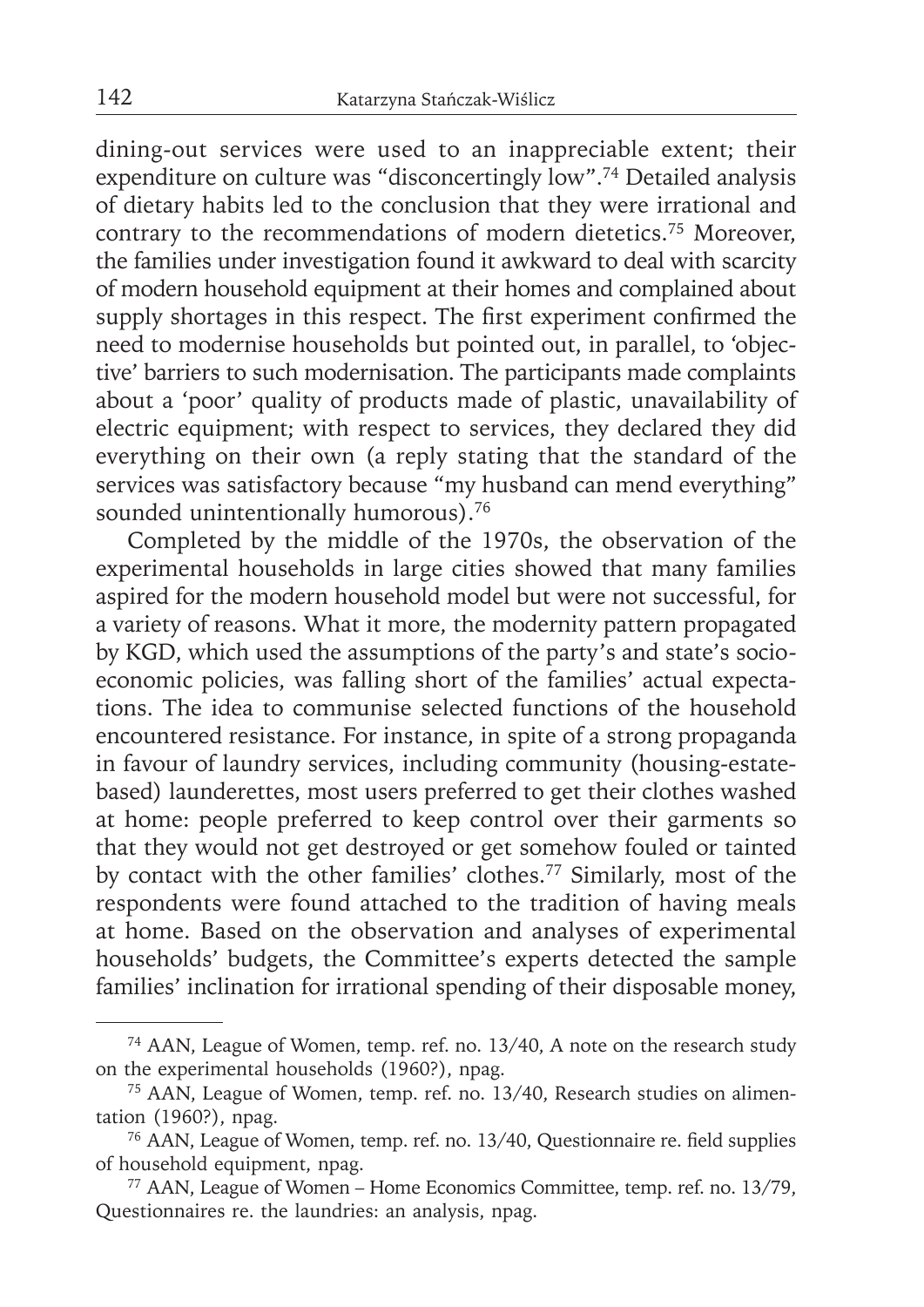dining-out services were used to an inappreciable extent; their expenditure on culture was "disconcertingly low".[74] Detailed analysis of dietary habits led to the conclusion that they were irrational and contrary to the recommendations of modern dietetics.[75] Moreover, the families under investigation found it awkward to deal with scarcity of modern household equipment at their homes and complained about supply shortages in this respect. The first experiment confirmed the need to modernise households but pointed out, in parallel, to 'objective' barriers to such modernisation. The participants made complaints about a 'poor' quality of products made of plastic, unavailability of electric equipment; with respect to services, they declared they did everything on their own (a reply stating that the standard of the services was satisfactory because "my husband can mend everything" sounded unintentionally humorous).[76]

Completed by the middle of the 1970s, the observation of the experimental households in large cities showed that many families aspired for the modern household model but were not successful, for a variety of reasons. What it more, the modernity pattern propagated by KGD, which used the assumptions of the party's and state's socio-economic policies, was falling short of the families' actual expectations. The idea to communise selected functions of the household encountered resistance. For instance, in spite of a strong propaganda in favour of laundry services, including community (housing-estate-based) launderettes, most users preferred to get their clothes washed at home: people preferred to keep control over their garments so that they would not get destroyed or get somehow fouled or tainted by contact with the other families' clothes.[77] Similarly, most of the respondents were found attached to the tradition of having meals at home. Based on the observation and analyses of experimental households' budgets, the Committee's experts detected the sample families' inclination for irrational spending of their disposable money,

---

[74] AAN, League of Women, temp. ref. no. 13/40, A note on the research study on the experimental households (1960?), npag.

[75] AAN, League of Women, temp. ref. no. 13/40, Research studies on alimentation (1960?), npag.

[76] AAN, League of Women, temp. ref. no. 13/40, Questionnaire re. field supplies of household equipment, npag.

[77] AAN, League of Women – Home Economics Committee, temp. ref. no. 13/79, Questionnaires re. the laundries: an analysis, npag.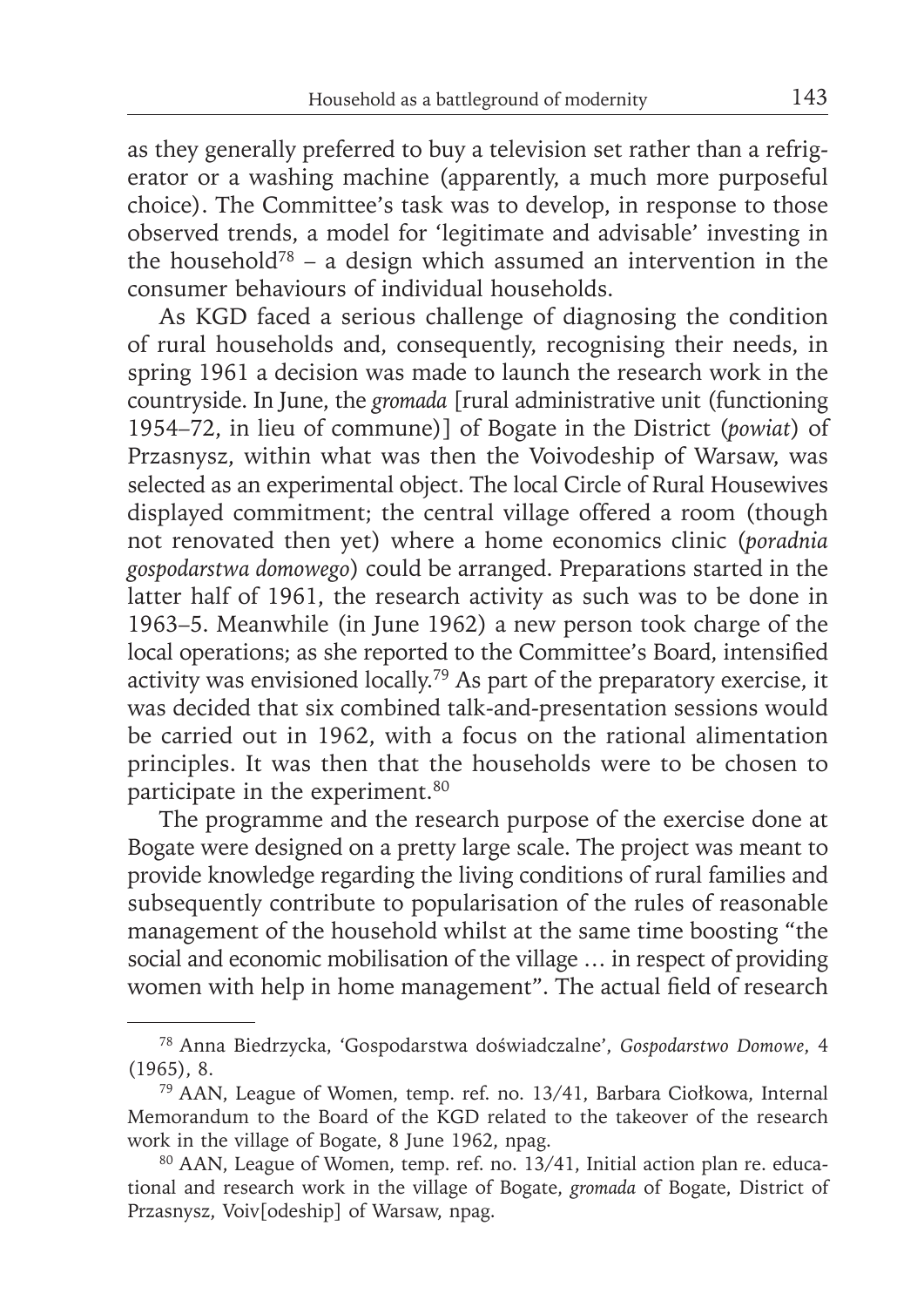as they generally preferred to buy a television set rather than a refrigerator or a washing machine (apparently, a much more purposeful choice). The Committee's task was to develop, in response to those observed trends, a model for 'legitimate and advisable' investing in the household[78] – a design which assumed an intervention in the consumer behaviours of individual households.

As KGD faced a serious challenge of diagnosing the condition of rural households and, consequently, recognising their needs, in spring 1961 a decision was made to launch the research work in the countryside. In June, the *gromada* [rural administrative unit (functioning 1954–72, in lieu of commune)] of Bogate in the District (*powiat*) of Przasnysz, within what was then the Voivodeship of Warsaw, was selected as an experimental object. The local Circle of Rural Housewives displayed commitment; the central village offered a room (though not renovated then yet) where a home economics clinic (*poradnia gospodarstwa domowego*) could be arranged. Preparations started in the latter half of 1961, the research activity as such was to be done in 1963–5. Meanwhile (in June 1962) a new person took charge of the local operations; as she reported to the Committee's Board, intensified activity was envisioned locally.[79] As part of the preparatory exercise, it was decided that six combined talk-and-presentation sessions would be carried out in 1962, with a focus on the rational alimentation principles. It was then that the households were to be chosen to participate in the experiment.[80]

The programme and the research purpose of the exercise done at Bogate were designed on a pretty large scale. The project was meant to provide knowledge regarding the living conditions of rural families and subsequently contribute to popularisation of the rules of reasonable management of the household whilst at the same time boosting "the social and economic mobilisation of the village … in respect of providing women with help in home management". The actual field of research

---

[78] Anna Biedrzycka, 'Gospodarstwa doświadczalne', *Gospodarstwo Domowe*, 4 (1965), 8.

[79] AAN, League of Women, temp. ref. no. 13/41, Barbara Ciołkowa, Internal Memorandum to the Board of the KGD related to the takeover of the research work in the village of Bogate, 8 June 1962, npag.

[80] AAN, League of Women, temp. ref. no. 13/41, Initial action plan re. educational and research work in the village of Bogate, *gromada* of Bogate, District of Przasnysz, Voiv[odeship] of Warsaw, npag.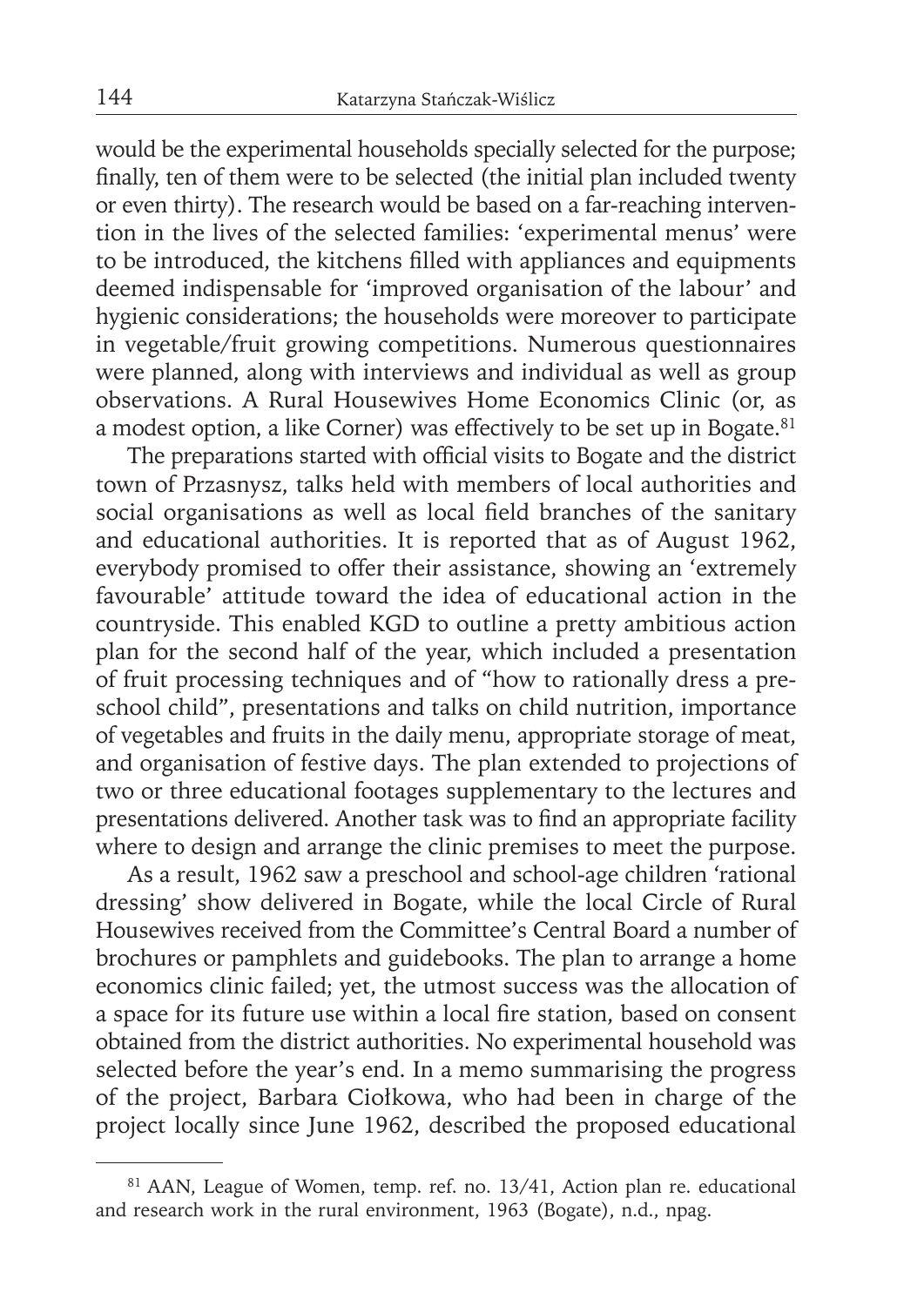would be the experimental households specially selected for the purpose; finally, ten of them were to be selected (the initial plan included twenty or even thirty). The research would be based on a far-reaching intervention in the lives of the selected families: 'experimental menus' were to be introduced, the kitchens filled with appliances and equipments deemed indispensable for 'improved organisation of the labour' and hygienic considerations; the households were moreover to participate in vegetable/fruit growing competitions. Numerous questionnaires were planned, along with interviews and individual as well as group observations. A Rural Housewives Home Economics Clinic (or, as a modest option, a like Corner) was effectively to be set up in Bogate.[81]

The preparations started with official visits to Bogate and the district town of Przasnysz, talks held with members of local authorities and social organisations as well as local field branches of the sanitary and educational authorities. It is reported that as of August 1962, everybody promised to offer their assistance, showing an 'extremely favourable' attitude toward the idea of educational action in the countryside. This enabled KGD to outline a pretty ambitious action plan for the second half of the year, which included a presentation of fruit processing techniques and of "how to rationally dress a preschool child", presentations and talks on child nutrition, importance of vegetables and fruits in the daily menu, appropriate storage of meat, and organisation of festive days. The plan extended to projections of two or three educational footages supplementary to the lectures and presentations delivered. Another task was to find an appropriate facility where to design and arrange the clinic premises to meet the purpose.

As a result, 1962 saw a preschool and school-age children 'rational dressing' show delivered in Bogate, while the local Circle of Rural Housewives received from the Committee's Central Board a number of brochures or pamphlets and guidebooks. The plan to arrange a home economics clinic failed; yet, the utmost success was the allocation of a space for its future use within a local fire station, based on consent obtained from the district authorities. No experimental household was selected before the year's end. In a memo summarising the progress of the project, Barbara Ciołkowa, who had been in charge of the project locally since June 1962, described the proposed educational

---

[81] AAN, League of Women, temp. ref. no. 13/41, Action plan re. educational and research work in the rural environment, 1963 (Bogate), n.d., npag.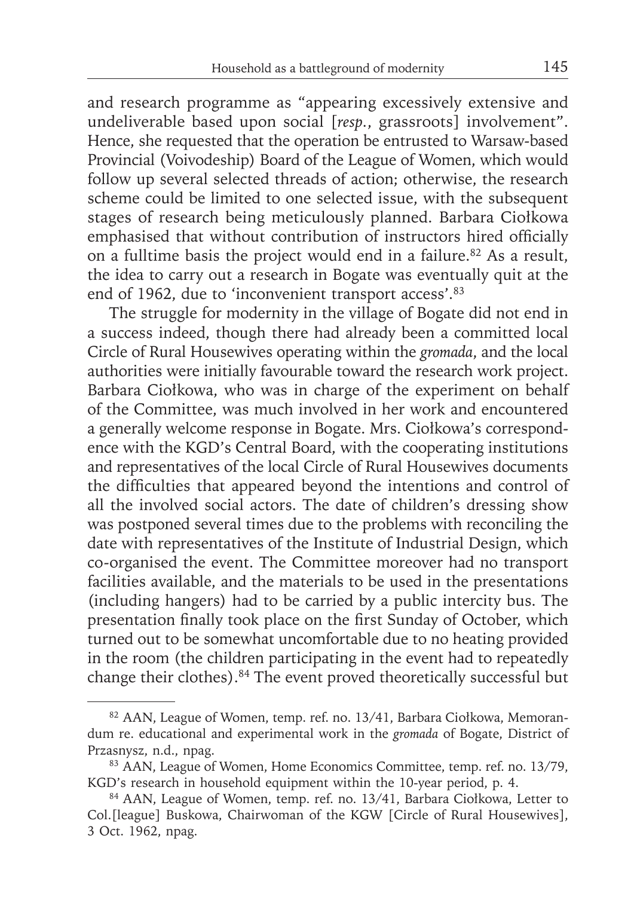and research programme as "appearing excessively extensive and undeliverable based upon social [*resp.*, grassroots] involvement". Hence, she requested that the operation be entrusted to Warsaw-based Provincial (Voivodeship) Board of the League of Women, which would follow up several selected threads of action; otherwise, the research scheme could be limited to one selected issue, with the subsequent stages of research being meticulously planned. Barbara Ciołkowa emphasised that without contribution of instructors hired officially on a fulltime basis the project would end in a failure.[82] As a result, the idea to carry out a research in Bogate was eventually quit at the end of 1962, due to 'inconvenient transport access'.[83]

The struggle for modernity in the village of Bogate did not end in a success indeed, though there had already been a committed local Circle of Rural Housewives operating within the *gromada*, and the local authorities were initially favourable toward the research work project. Barbara Ciołkowa, who was in charge of the experiment on behalf of the Committee, was much involved in her work and encountered a generally welcome response in Bogate. Mrs. Ciołkowa's correspondence with the KGD's Central Board, with the cooperating institutions and representatives of the local Circle of Rural Housewives documents the difficulties that appeared beyond the intentions and control of all the involved social actors. The date of children's dressing show was postponed several times due to the problems with reconciling the date with representatives of the Institute of Industrial Design, which co-organised the event. The Committee moreover had no transport facilities available, and the materials to be used in the presentations (including hangers) had to be carried by a public intercity bus. The presentation finally took place on the first Sunday of October, which turned out to be somewhat uncomfortable due to no heating provided in the room (the children participating in the event had to repeatedly change their clothes).[84] The event proved theoretically successful but

---

[82] AAN, League of Women, temp. ref. no. 13/41, Barbara Ciołkowa, Memorandum re. educational and experimental work in the *gromada* of Bogate, District of Przasnysz, n.d., npag.

[83] AAN, League of Women, Home Economics Committee, temp. ref. no. 13/79, KGD's research in household equipment within the 10-year period, p. 4.

[84] AAN, League of Women, temp. ref. no. 13/41, Barbara Ciołkowa, Letter to Col.[league] Buskowa, Chairwoman of the KGW [Circle of Rural Housewives], 3 Oct. 1962, npag.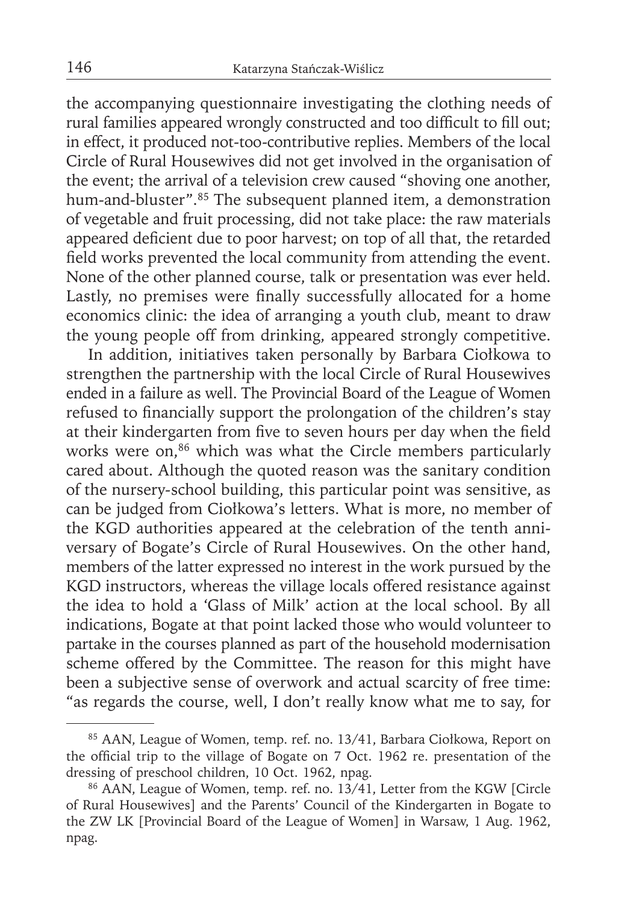the accompanying questionnaire investigating the clothing needs of rural families appeared wrongly constructed and too difficult to fill out; in effect, it produced not-too-contributive replies. Members of the local Circle of Rural Housewives did not get involved in the organisation of the event; the arrival of a television crew caused "shoving one another, hum-and-bluster".[85] The subsequent planned item, a demonstration of vegetable and fruit processing, did not take place: the raw materials appeared deficient due to poor harvest; on top of all that, the retarded field works prevented the local community from attending the event. None of the other planned course, talk or presentation was ever held. Lastly, no premises were finally successfully allocated for a home economics clinic: the idea of arranging a youth club, meant to draw the young people off from drinking, appeared strongly competitive.

In addition, initiatives taken personally by Barbara Ciołkowa to strengthen the partnership with the local Circle of Rural Housewives ended in a failure as well. The Provincial Board of the League of Women refused to financially support the prolongation of the children's stay at their kindergarten from five to seven hours per day when the field works were on,[86] which was what the Circle members particularly cared about. Although the quoted reason was the sanitary condition of the nursery-school building, this particular point was sensitive, as can be judged from Ciołkowa's letters. What is more, no member of the KGD authorities appeared at the celebration of the tenth anniversary of Bogate's Circle of Rural Housewives. On the other hand, members of the latter expressed no interest in the work pursued by the KGD instructors, whereas the village locals offered resistance against the idea to hold a 'Glass of Milk' action at the local school. By all indications, Bogate at that point lacked those who would volunteer to partake in the courses planned as part of the household modernisation scheme offered by the Committee. The reason for this might have been a subjective sense of overwork and actual scarcity of free time: "as regards the course, well, I don't really know what me to say, for

---

[85] AAN, League of Women, temp. ref. no. 13/41, Barbara Ciołkowa, Report on the official trip to the village of Bogate on 7 Oct. 1962 re. presentation of the dressing of preschool children, 10 Oct. 1962, npag.

[86] AAN, League of Women, temp. ref. no. 13/41, Letter from the KGW [Circle of Rural Housewives] and the Parents' Council of the Kindergarten in Bogate to the ZW LK [Provincial Board of the League of Women] in Warsaw, 1 Aug. 1962, npag.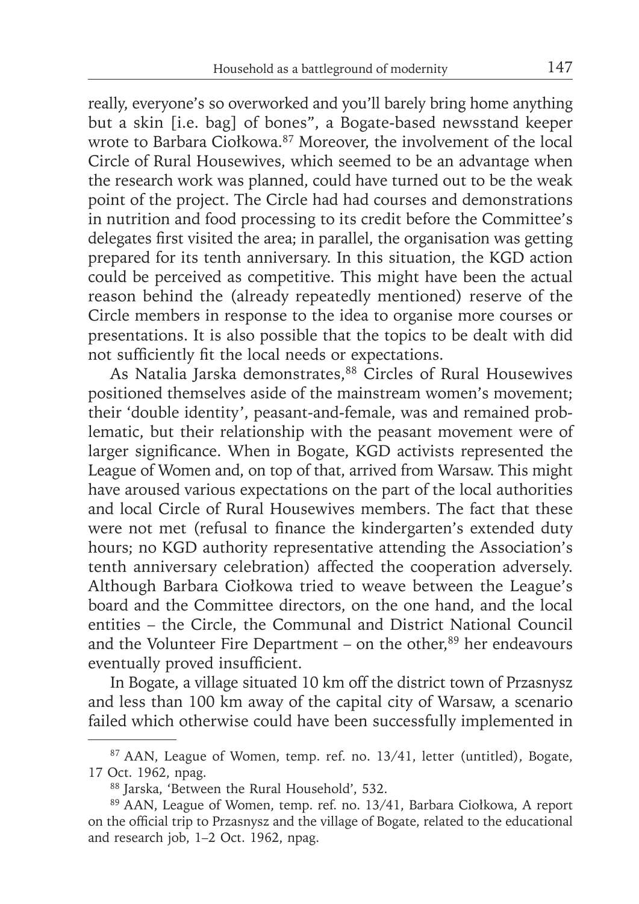really, everyone's so overworked and you'll barely bring home anything but a skin [i.e. bag] of bones", a Bogate-based newsstand keeper wrote to Barbara Ciołkowa.[87] Moreover, the involvement of the local Circle of Rural Housewives, which seemed to be an advantage when the research work was planned, could have turned out to be the weak point of the project. The Circle had had courses and demonstrations in nutrition and food processing to its credit before the Committee's delegates first visited the area; in parallel, the organisation was getting prepared for its tenth anniversary. In this situation, the KGD action could be perceived as competitive. This might have been the actual reason behind the (already repeatedly mentioned) reserve of the Circle members in response to the idea to organise more courses or presentations. It is also possible that the topics to be dealt with did not sufficiently fit the local needs or expectations.

As Natalia Jarska demonstrates,[88] Circles of Rural Housewives positioned themselves aside of the mainstream women's movement; their 'double identity', peasant-and-female, was and remained problematic, but their relationship with the peasant movement were of larger significance. When in Bogate, KGD activists represented the League of Women and, on top of that, arrived from Warsaw. This might have aroused various expectations on the part of the local authorities and local Circle of Rural Housewives members. The fact that these were not met (refusal to finance the kindergarten's extended duty hours; no KGD authority representative attending the Association's tenth anniversary celebration) affected the cooperation adversely. Although Barbara Ciołkowa tried to weave between the League's board and the Committee directors, on the one hand, and the local entities – the Circle, the Communal and District National Council and the Volunteer Fire Department – on the other,[89] her endeavours eventually proved insufficient.

In Bogate, a village situated 10 km off the district town of Przasnysz and less than 100 km away of the capital city of Warsaw, a scenario failed which otherwise could have been successfully implemented in

---

[87] AAN, League of Women, temp. ref. no. 13/41, letter (untitled), Bogate, 17 Oct. 1962, npag.

[88] Jarska, 'Between the Rural Household', 532.

[89] AAN, League of Women, temp. ref. no. 13/41, Barbara Ciołkowa, A report on the official trip to Przasnysz and the village of Bogate, related to the educational and research job, 1–2 Oct. 1962, npag.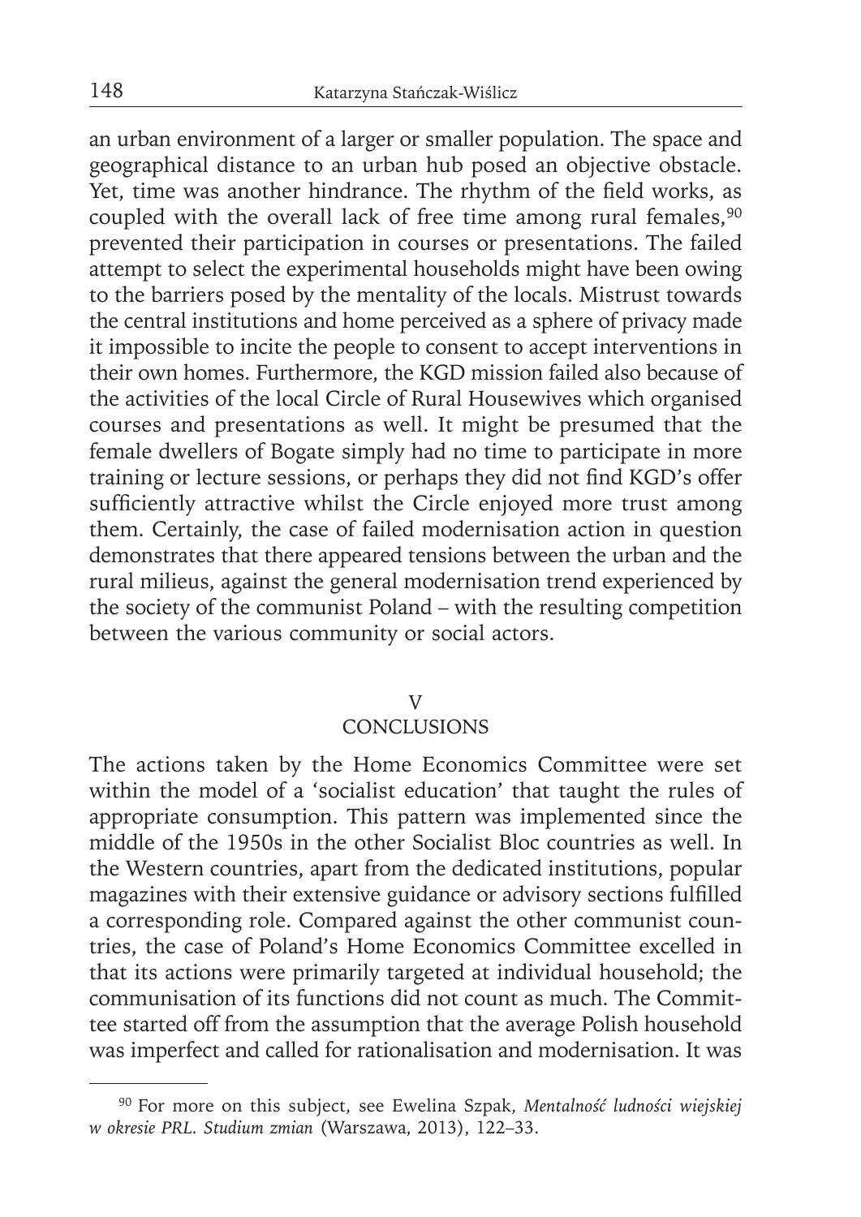an urban environment of a larger or smaller population. The space and geographical distance to an urban hub posed an objective obstacle. Yet, time was another hindrance. The rhythm of the field works, as coupled with the overall lack of free time among rural females,[90] prevented their participation in courses or presentations. The failed attempt to select the experimental households might have been owing to the barriers posed by the mentality of the locals. Mistrust towards the central institutions and home perceived as a sphere of privacy made it impossible to incite the people to consent to accept interventions in their own homes. Furthermore, the KGD mission failed also because of the activities of the local Circle of Rural Housewives which organised courses and presentations as well. It might be presumed that the female dwellers of Bogate simply had no time to participate in more training or lecture sessions, or perhaps they did not find KGD's offer sufficiently attractive whilst the Circle enjoyed more trust among them. Certainly, the case of failed modernisation action in question demonstrates that there appeared tensions between the urban and the rural milieus, against the general modernisation trend experienced by the society of the communist Poland – with the resulting competition between the various community or social actors.

## V
## CONCLUSIONS

The actions taken by the Home Economics Committee were set within the model of a 'socialist education' that taught the rules of appropriate consumption. This pattern was implemented since the middle of the 1950s in the other Socialist Bloc countries as well. In the Western countries, apart from the dedicated institutions, popular magazines with their extensive guidance or advisory sections fulfilled a corresponding role. Compared against the other communist countries, the case of Poland's Home Economics Committee excelled in that its actions were primarily targeted at individual household; the communisation of its functions did not count as much. The Committee started off from the assumption that the average Polish household was imperfect and called for rationalisation and modernisation. It was

[90] For more on this subject, see Ewelina Szpak, *Mentalność ludności wiejskiej w okresie PRL. Studium zmian* (Warszawa, 2013), 122–33.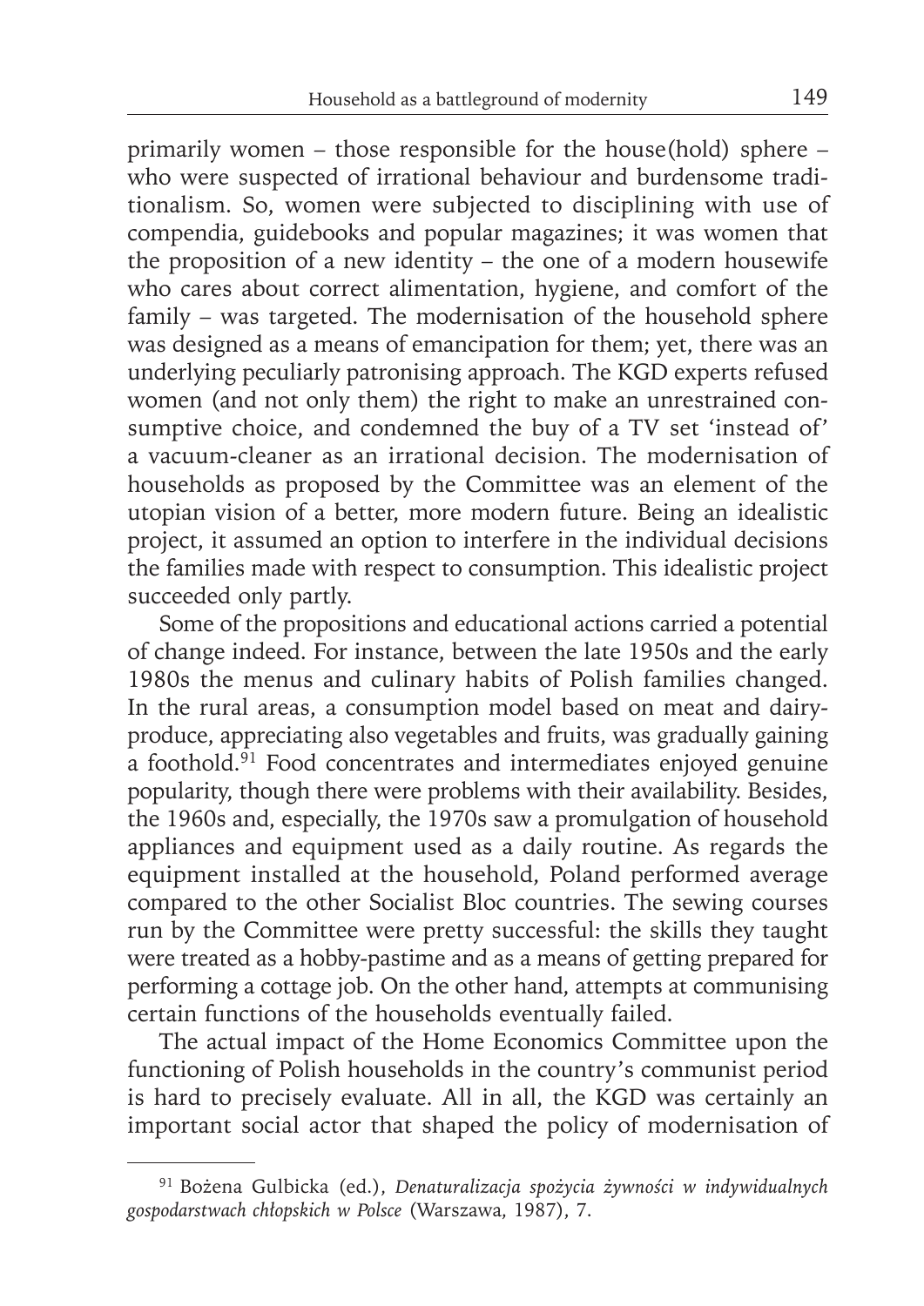primarily women – those responsible for the house(hold) sphere – who were suspected of irrational behaviour and burdensome traditionalism. So, women were subjected to disciplining with use of compendia, guidebooks and popular magazines; it was women that the proposition of a new identity – the one of a modern housewife who cares about correct alimentation, hygiene, and comfort of the family – was targeted. The modernisation of the household sphere was designed as a means of emancipation for them; yet, there was an underlying peculiarly patronising approach. The KGD experts refused women (and not only them) the right to make an unrestrained consumptive choice, and condemned the buy of a TV set 'instead of' a vacuum-cleaner as an irrational decision. The modernisation of households as proposed by the Committee was an element of the utopian vision of a better, more modern future. Being an idealistic project, it assumed an option to interfere in the individual decisions the families made with respect to consumption. This idealistic project succeeded only partly.

Some of the propositions and educational actions carried a potential of change indeed. For instance, between the late 1950s and the early 1980s the menus and culinary habits of Polish families changed. In the rural areas, a consumption model based on meat and dairy-produce, appreciating also vegetables and fruits, was gradually gaining a foothold.[91] Food concentrates and intermediates enjoyed genuine popularity, though there were problems with their availability. Besides, the 1960s and, especially, the 1970s saw a promulgation of household appliances and equipment used as a daily routine. As regards the equipment installed at the household, Poland performed average compared to the other Socialist Bloc countries. The sewing courses run by the Committee were pretty successful: the skills they taught were treated as a hobby-pastime and as a means of getting prepared for performing a cottage job. On the other hand, attempts at communising certain functions of the households eventually failed.

The actual impact of the Home Economics Committee upon the functioning of Polish households in the country's communist period is hard to precisely evaluate. All in all, the KGD was certainly an important social actor that shaped the policy of modernisation of

---

[91] Bożena Gulbicka (ed.), *Denaturalizacja spożycia żywności w indywidualnych gospodarstwach chłopskich w Polsce* (Warszawa, 1987), 7.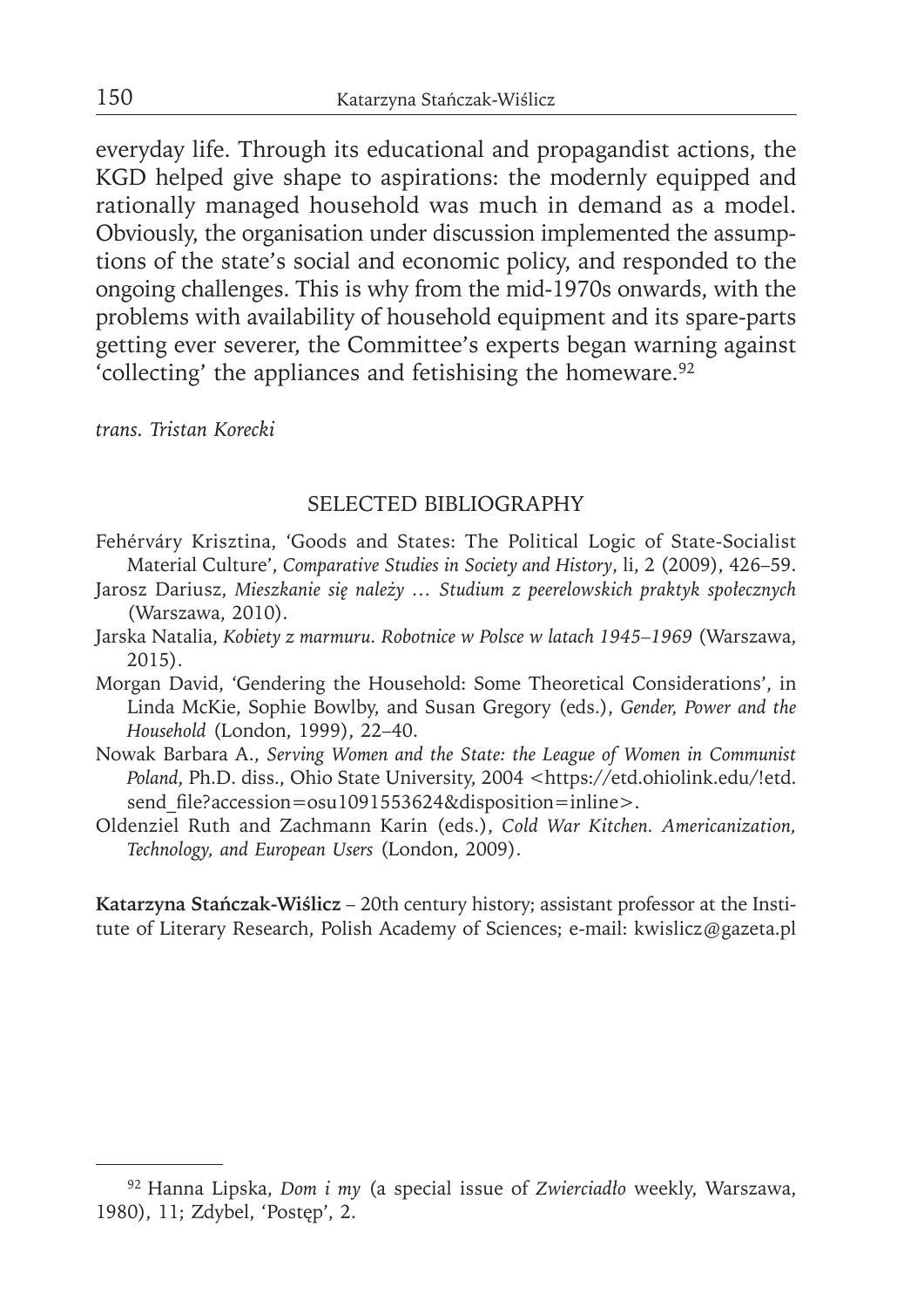everyday life. Through its educational and propagandist actions, the KGD helped give shape to aspirations: the modernly equipped and rationally managed household was much in demand as a model. Obviously, the organisation under discussion implemented the assumptions of the state's social and economic policy, and responded to the ongoing challenges. This is why from the mid-1970s onwards, with the problems with availability of household equipment and its spare-parts getting ever severer, the Committee's experts began warning against 'collecting' the appliances and fetishising the homeware.[92]

*trans. Tristan Korecki*

## SELECTED BIBLIOGRAPHY

Fehérváry Krisztina, 'Goods and States: The Political Logic of State-Socialist Material Culture', *Comparative Studies in Society and History*, li, 2 (2009), 426–59.

Jarosz Dariusz, *Mieszkanie się należy … Studium z peerelowskich praktyk społecznych* (Warszawa, 2010).

Jarska Natalia, *Kobiety z marmuru. Robotnice w Polsce w latach 1945–1969* (Warszawa, 2015).

Morgan David, 'Gendering the Household: Some Theoretical Considerations', in Linda McKie, Sophie Bowlby, and Susan Gregory (eds.), *Gender, Power and the Household* (London, 1999), 22–40.

Nowak Barbara A., *Serving Women and the State: the League of Women in Communist Poland*, Ph.D. diss., Ohio State University, 2004 <https://etd.ohiolink.edu/!etd.send_file?accession=osu1091553624&disposition=inline>.

Oldenziel Ruth and Zachmann Karin (eds.), *Cold War Kitchen. Americanization, Technology, and European Users* (London, 2009).

**Katarzyna Stańczak-Wiślicz** – 20th century history; assistant professor at the Institute of Literary Research, Polish Academy of Sciences; e-mail: kwislicz@gazeta.pl

---

[92] Hanna Lipska, *Dom i my* (a special issue of *Zwierciadło* weekly, Warszawa, 1980), 11; Zdybel, 'Postęp', 2.